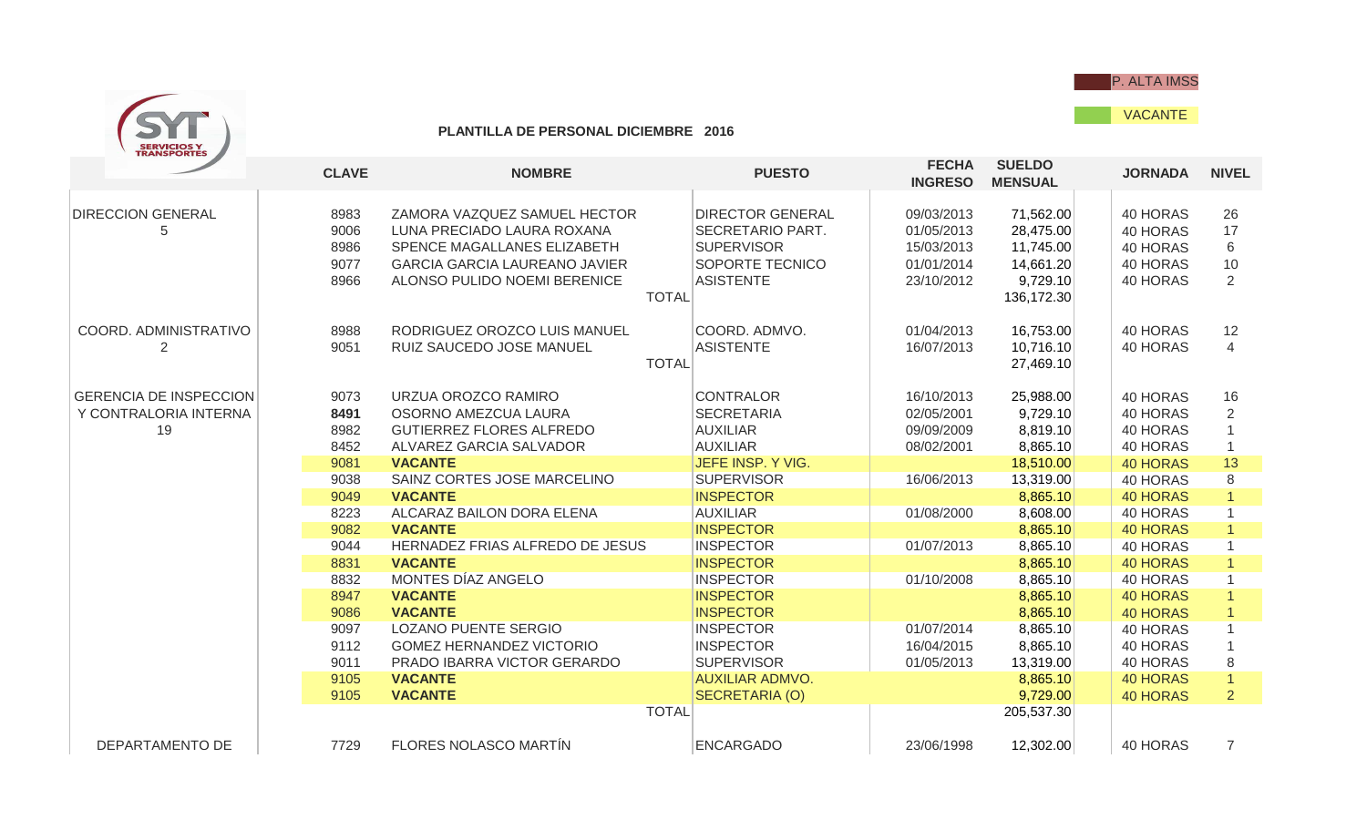P. ALTA IMSS

VACANTE

SERVICIOS Y TRANSPORTES

**PLANTILLA DE PERSONAL DICIEMBRE 2016**

| | CLAVE | NOMBRE | PUESTO | FECHA INGRESO | SUELDO MENSUAL | JORNADA | NIVEL |
|---|---|---|---|---|---|---|---|
| DIRECCION GENERAL | 8983 | ZAMORA VAZQUEZ SAMUEL HECTOR | DIRECTOR GENERAL | 09/03/2013 | 71,562.00 | 40 HORAS | 26 |
| 5 | 9006 | LUNA PRECIADO LAURA ROXANA | SECRETARIO PART. | 01/05/2013 | 28,475.00 | 40 HORAS | 17 |
| | 8986 | SPENCE MAGALLANES ELIZABETH | SUPERVISOR | 15/03/2013 | 11,745.00 | 40 HORAS | 6 |
| | 9077 | GARCIA GARCIA LAUREANO JAVIER | SOPORTE TECNICO | 01/01/2014 | 14,661.20 | 40 HORAS | 10 |
| | 8966 | ALONSO PULIDO NOEMI BERENICE | ASISTENTE | 23/10/2012 | 9,729.10 | 40 HORAS | 2 |
| | | TOTAL | | | 136,172.30 | | |
| COORD. ADMINISTRATIVO | 8988 | RODRIGUEZ OROZCO LUIS MANUEL | COORD. ADMVO. | 01/04/2013 | 16,753.00 | 40 HORAS | 12 |
| 2 | 9051 | RUIZ SAUCEDO JOSE MANUEL | ASISTENTE | 16/07/2013 | 10,716.10 | 40 HORAS | 4 |
| | | TOTAL | | | 27,469.10 | | |
| GERENCIA DE INSPECCION | 9073 | URZUA OROZCO RAMIRO | CONTRALOR | 16/10/2013 | 25,988.00 | 40 HORAS | 16 |
| Y CONTRALORIA INTERNA | **8491** | OSORNO AMEZCUA LAURA | SECRETARIA | 02/05/2001 | 9,729.10 | 40 HORAS | 2 |
| 19 | 8982 | GUTIERREZ FLORES ALFREDO | AUXILIAR | 09/09/2009 | 8,819.10 | 40 HORAS | 1 |
| | 8452 | ALVAREZ GARCIA SALVADOR | AUXILIAR | 08/02/2001 | 8,865.10 | 40 HORAS | 1 |
| | 9081 | **VACANTE** | JEFE INSP. Y VIG. | | 18,510.00 | 40 HORAS | 13 |
| | 9038 | SAINZ CORTES JOSE MARCELINO | SUPERVISOR | 16/06/2013 | 13,319.00 | 40 HORAS | 8 |
| | 9049 | **VACANTE** | INSPECTOR | | 8,865.10 | 40 HORAS | 1 |
| | 8223 | ALCARAZ BAILON DORA ELENA | AUXILIAR | 01/08/2000 | 8,608.00 | 40 HORAS | 1 |
| | 9082 | **VACANTE** | INSPECTOR | | 8,865.10 | 40 HORAS | 1 |
| | 9044 | HERNADEZ FRIAS ALFREDO DE JESUS | INSPECTOR | 01/07/2013 | 8,865.10 | 40 HORAS | 1 |
| | 8831 | **VACANTE** | INSPECTOR | | 8,865.10 | 40 HORAS | 1 |
| | 8832 | MONTES DÍAZ ANGELO | INSPECTOR | 01/10/2008 | 8,865.10 | 40 HORAS | 1 |
| | 8947 | **VACANTE** | INSPECTOR | | 8,865.10 | 40 HORAS | 1 |
| | 9086 | **VACANTE** | INSPECTOR | | 8,865.10 | 40 HORAS | 1 |
| | 9097 | LOZANO PUENTE SERGIO | INSPECTOR | 01/07/2014 | 8,865.10 | 40 HORAS | 1 |
| | 9112 | GOMEZ HERNANDEZ VICTORIO | INSPECTOR | 16/04/2015 | 8,865.10 | 40 HORAS | 1 |
| | 9011 | PRADO IBARRA VICTOR GERARDO | SUPERVISOR | 01/05/2013 | 13,319.00 | 40 HORAS | 8 |
| | 9105 | **VACANTE** | AUXILIAR ADMVO. | | 8,865.10 | 40 HORAS | 1 |
| | 9105 | **VACANTE** | SECRETARIA (O) | | 9,729.00 | 40 HORAS | 2 |
| | | TOTAL | | | 205,537.30 | | |
| DEPARTAMENTO DE | 7729 | FLORES NOLASCO MARTÍN | ENCARGADO | 23/06/1998 | 12,302.00 | 40 HORAS | 7 |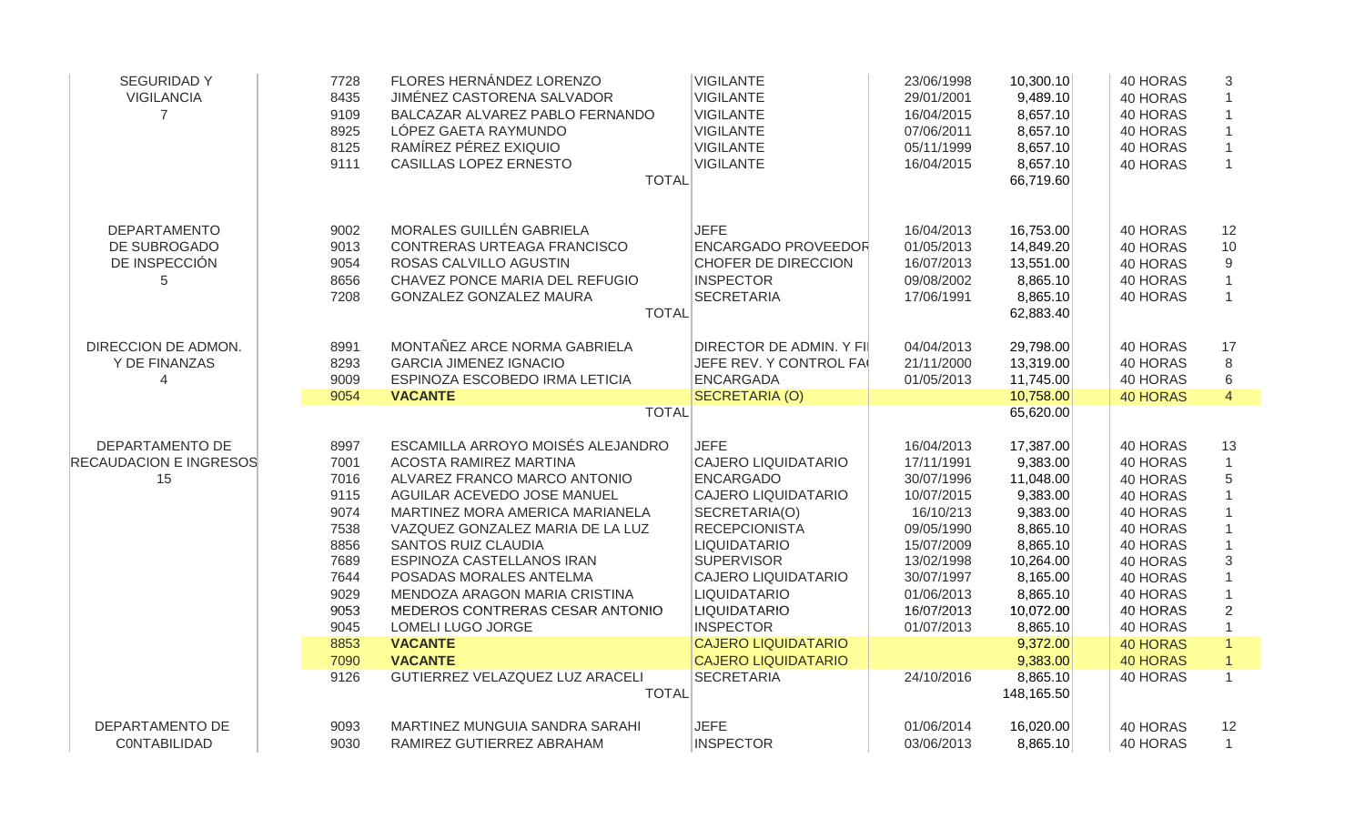| | | | | | | | |
|---|---|---|---|---|---|---|---|
| SEGURIDAD Y VIGILANCIA 7 | 7728 | FLORES HERNÁNDEZ LORENZO | VIGILANTE | 23/06/1998 | 10,300.10 | 40 HORAS | 3 |
| | 8435 | JIMÉNEZ CASTORENA SALVADOR | VIGILANTE | 29/01/2001 | 9,489.10 | 40 HORAS | 1 |
| | 9109 | BALCAZAR ALVAREZ PABLO FERNANDO | VIGILANTE | 16/04/2015 | 8,657.10 | 40 HORAS | 1 |
| | 8925 | LÓPEZ GAETA RAYMUNDO | VIGILANTE | 07/06/2011 | 8,657.10 | 40 HORAS | 1 |
| | 8125 | RAMÍREZ PÉREZ EXIQUIO | VIGILANTE | 05/11/1999 | 8,657.10 | 40 HORAS | 1 |
| | 9111 | CASILLAS LOPEZ ERNESTO | VIGILANTE | 16/04/2015 | 8,657.10 | 40 HORAS | 1 |
| | | TOTAL | | | 66,719.60 | | |
| DEPARTAMENTO DE SUBROGADO DE INSPECCIÓN 5 | 9002 | MORALES GUILLÉN GABRIELA | JEFE | 16/04/2013 | 16,753.00 | 40 HORAS | 12 |
| | 9013 | CONTRERAS URTEAGA FRANCISCO | ENCARGADO PROVEEDOR | 01/05/2013 | 14,849.20 | 40 HORAS | 10 |
| | 9054 | ROSAS CALVILLO AGUSTIN | CHOFER DE DIRECCION | 16/07/2013 | 13,551.00 | 40 HORAS | 9 |
| | 8656 | CHAVEZ PONCE MARIA DEL REFUGIO | INSPECTOR | 09/08/2002 | 8,865.10 | 40 HORAS | 1 |
| | 7208 | GONZALEZ GONZALEZ MAURA | SECRETARIA | 17/06/1991 | 8,865.10 | 40 HORAS | 1 |
| | | TOTAL | | | 62,883.40 | | |
| DIRECCION DE ADMON. Y DE FINANZAS 4 | 8991 | MONTAÑEZ ARCE NORMA GABRIELA | DIRECTOR DE ADMIN. Y FI | 04/04/2013 | 29,798.00 | 40 HORAS | 17 |
| | 8293 | GARCIA JIMENEZ IGNACIO | JEFE REV. Y CONTROL FA | 21/11/2000 | 13,319.00 | 40 HORAS | 8 |
| | 9009 | ESPINOZA ESCOBEDO IRMA LETICIA | ENCARGADA | 01/05/2013 | 11,745.00 | 40 HORAS | 6 |
| | 9054 | **VACANTE** | SECRETARIA (O) | | 10,758.00 | 40 HORAS | 4 |
| | | TOTAL | | | 65,620.00 | | |
| DEPARTAMENTO DE RECAUDACION E INGRESOS 15 | 8997 | ESCAMILLA ARROYO MOISÉS ALEJANDRO | JEFE | 16/04/2013 | 17,387.00 | 40 HORAS | 13 |
| | 7001 | ACOSTA RAMIREZ MARTINA | CAJERO LIQUIDATARIO | 17/11/1991 | 9,383.00 | 40 HORAS | 1 |
| | 7016 | ALVAREZ FRANCO MARCO ANTONIO | ENCARGADO | 30/07/1996 | 11,048.00 | 40 HORAS | 5 |
| | 9115 | AGUILAR ACEVEDO JOSE MANUEL | CAJERO LIQUIDATARIO | 10/07/2015 | 9,383.00 | 40 HORAS | 1 |
| | 9074 | MARTINEZ MORA AMERICA MARIANELA | SECRETARIA(O) | 16/10/213 | 9,383.00 | 40 HORAS | 1 |
| | 7538 | VAZQUEZ GONZALEZ MARIA DE LA LUZ | RECEPCIONISTA | 09/05/1990 | 8,865.10 | 40 HORAS | 1 |
| | 8856 | SANTOS RUIZ CLAUDIA | LIQUIDATARIO | 15/07/2009 | 8,865.10 | 40 HORAS | 1 |
| | 7689 | ESPINOZA CASTELLANOS IRAN | SUPERVISOR | 13/02/1998 | 10,264.00 | 40 HORAS | 3 |
| | 7644 | POSADAS MORALES ANTELMA | CAJERO LIQUIDATARIO | 30/07/1997 | 8,165.00 | 40 HORAS | 1 |
| | 9029 | MENDOZA ARAGON MARIA CRISTINA | LIQUIDATARIO | 01/06/2013 | 8,865.10 | 40 HORAS | 1 |
| | 9053 | MEDEROS CONTRERAS CESAR ANTONIO | LIQUIDATARIO | 16/07/2013 | 10,072.00 | 40 HORAS | 2 |
| | 9045 | LOMELI LUGO JORGE | INSPECTOR | 01/07/2013 | 8,865.10 | 40 HORAS | 1 |
| | 8853 | **VACANTE** | CAJERO LIQUIDATARIO | | 9,372.00 | 40 HORAS | 1 |
| | 7090 | **VACANTE** | CAJERO LIQUIDATARIO | | 9,383.00 | 40 HORAS | 1 |
| | 9126 | GUTIERREZ VELAZQUEZ LUZ ARACELI | SECRETARIA | 24/10/2016 | 8,865.10 | 40 HORAS | 1 |
| | | TOTAL | | | 148,165.50 | | |
| DEPARTAMENTO DE C0NTABILIDAD | 9093 | MARTINEZ MUNGUIA SANDRA SARAHI | JEFE | 01/06/2014 | 16,020.00 | 40 HORAS | 12 |
| | 9030 | RAMIREZ GUTIERREZ ABRAHAM | INSPECTOR | 03/06/2013 | 8,865.10 | 40 HORAS | 1 |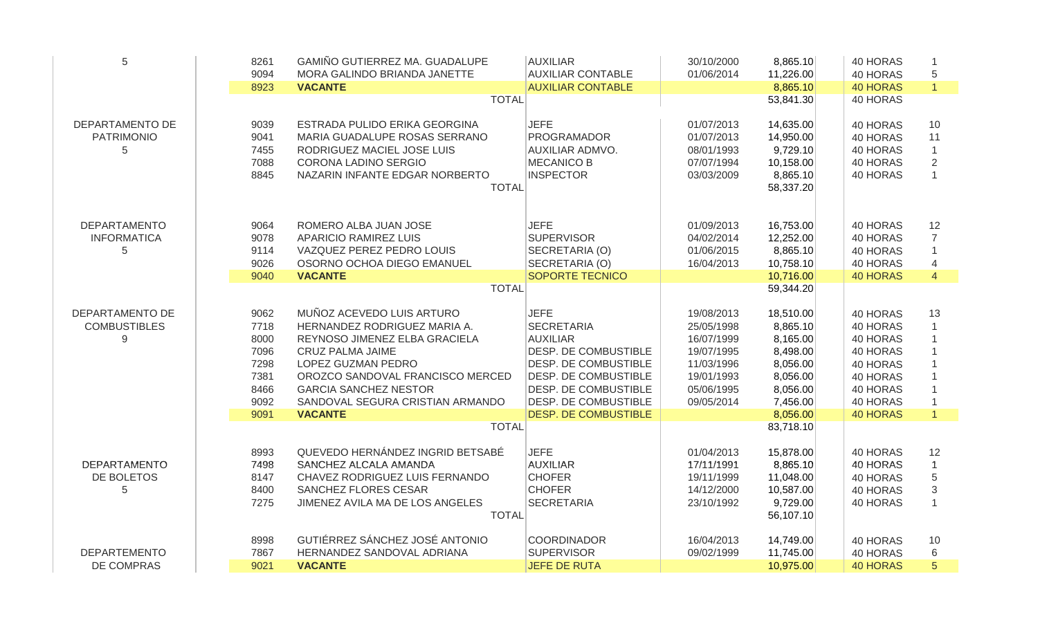| | | | | | | | |
|---|---|---|---|---|---|---|---|
| 5 | 8261 | GAMIÑO GUTIERREZ MA. GUADALUPE | AUXILIAR | 30/10/2000 | 8,865.10 | 40 HORAS | 1 |
| | 9094 | MORA GALINDO BRIANDA JANETTE | AUXILIAR CONTABLE | 01/06/2014 | 11,226.00 | 40 HORAS | 5 |
| | 8923 | **VACANTE** | AUXILIAR CONTABLE | | 8,865.10 | 40 HORAS | 1 |
| | | TOTAL | | | 53,841.30 | 40 HORAS | |
| DEPARTAMENTO DE PATRIMONIO 5 | 9039 | ESTRADA PULIDO ERIKA GEORGINA | JEFE | 01/07/2013 | 14,635.00 | 40 HORAS | 10 |
| | 9041 | MARIA GUADALUPE ROSAS SERRANO | PROGRAMADOR | 01/07/2013 | 14,950.00 | 40 HORAS | 11 |
| | 7455 | RODRIGUEZ MACIEL JOSE LUIS | AUXILIAR ADMVO. | 08/01/1993 | 9,729.10 | 40 HORAS | 1 |
| | 7088 | CORONA LADINO SERGIO | MECANICO B | 07/07/1994 | 10,158.00 | 40 HORAS | 2 |
| | 8845 | NAZARIN INFANTE EDGAR NORBERTO | INSPECTOR | 03/03/2009 | 8,865.10 | 40 HORAS | 1 |
| | | TOTAL | | | 58,337.20 | | |
| DEPARTAMENTO INFORMATICA 5 | 9064 | ROMERO ALBA JUAN JOSE | JEFE | 01/09/2013 | 16,753.00 | 40 HORAS | 12 |
| | 9078 | APARICIO RAMIREZ LUIS | SUPERVISOR | 04/02/2014 | 12,252.00 | 40 HORAS | 7 |
| | 9114 | VAZQUEZ PEREZ PEDRO LOUIS | SECRETARIA (O) | 01/06/2015 | 8,865.10 | 40 HORAS | 1 |
| | 9026 | OSORNO OCHOA DIEGO EMANUEL | SECRETARIA (O) | 16/04/2013 | 10,758.10 | 40 HORAS | 4 |
| | 9040 | **VACANTE** | SOPORTE TECNICO | | 10,716.00 | 40 HORAS | 4 |
| | | TOTAL | | | 59,344.20 | | |
| DEPARTAMENTO DE COMBUSTIBLES 9 | 9062 | MUÑOZ ACEVEDO LUIS ARTURO | JEFE | 19/08/2013 | 18,510.00 | 40 HORAS | 13 |
| | 7718 | HERNANDEZ RODRIGUEZ MARIA A. | SECRETARIA | 25/05/1998 | 8,865.10 | 40 HORAS | 1 |
| | 8000 | REYNOSO JIMENEZ ELBA GRACIELA | AUXILIAR | 16/07/1999 | 8,165.00 | 40 HORAS | 1 |
| | 7096 | CRUZ PALMA JAIME | DESP. DE COMBUSTIBLE | 19/07/1995 | 8,498.00 | 40 HORAS | 1 |
| | 7298 | LOPEZ GUZMAN PEDRO | DESP. DE COMBUSTIBLE | 11/03/1996 | 8,056.00 | 40 HORAS | 1 |
| | 7381 | OROZCO SANDOVAL FRANCISCO MERCED | DESP. DE COMBUSTIBLE | 19/01/1993 | 8,056.00 | 40 HORAS | 1 |
| | 8466 | GARCIA SANCHEZ NESTOR | DESP. DE COMBUSTIBLE | 05/06/1995 | 8,056.00 | 40 HORAS | 1 |
| | 9092 | SANDOVAL SEGURA CRISTIAN ARMANDO | DESP. DE COMBUSTIBLE | 09/05/2014 | 7,456.00 | 40 HORAS | 1 |
| | 9091 | **VACANTE** | DESP. DE COMBUSTIBLE | | 8,056.00 | 40 HORAS | 1 |
| | | TOTAL | | | 83,718.10 | | |
| DEPARTAMENTO DE BOLETOS 5 | 8993 | QUEVEDO HERNÁNDEZ INGRID BETSABÉ | JEFE | 01/04/2013 | 15,878.00 | 40 HORAS | 12 |
| | 7498 | SANCHEZ ALCALA AMANDA | AUXILIAR | 17/11/1991 | 8,865.10 | 40 HORAS | 1 |
| | 8147 | CHAVEZ RODRIGUEZ LUIS FERNANDO | CHOFER | 19/11/1999 | 11,048.00 | 40 HORAS | 5 |
| | 8400 | SANCHEZ FLORES CESAR | CHOFER | 14/12/2000 | 10,587.00 | 40 HORAS | 3 |
| | 7275 | JIMENEZ AVILA MA DE LOS ANGELES | SECRETARIA | 23/10/1992 | 9,729.00 | 40 HORAS | 1 |
| | | TOTAL | | | 56,107.10 | | |
| DEPARTEMENTO DE COMPRAS | 8998 | GUTIÉRREZ SÁNCHEZ JOSÉ ANTONIO | COORDINADOR | 16/04/2013 | 14,749.00 | 40 HORAS | 10 |
| | 7867 | HERNANDEZ SANDOVAL ADRIANA | SUPERVISOR | 09/02/1999 | 11,745.00 | 40 HORAS | 6 |
| | 9021 | **VACANTE** | JEFE DE RUTA | | 10,975.00 | 40 HORAS | 5 |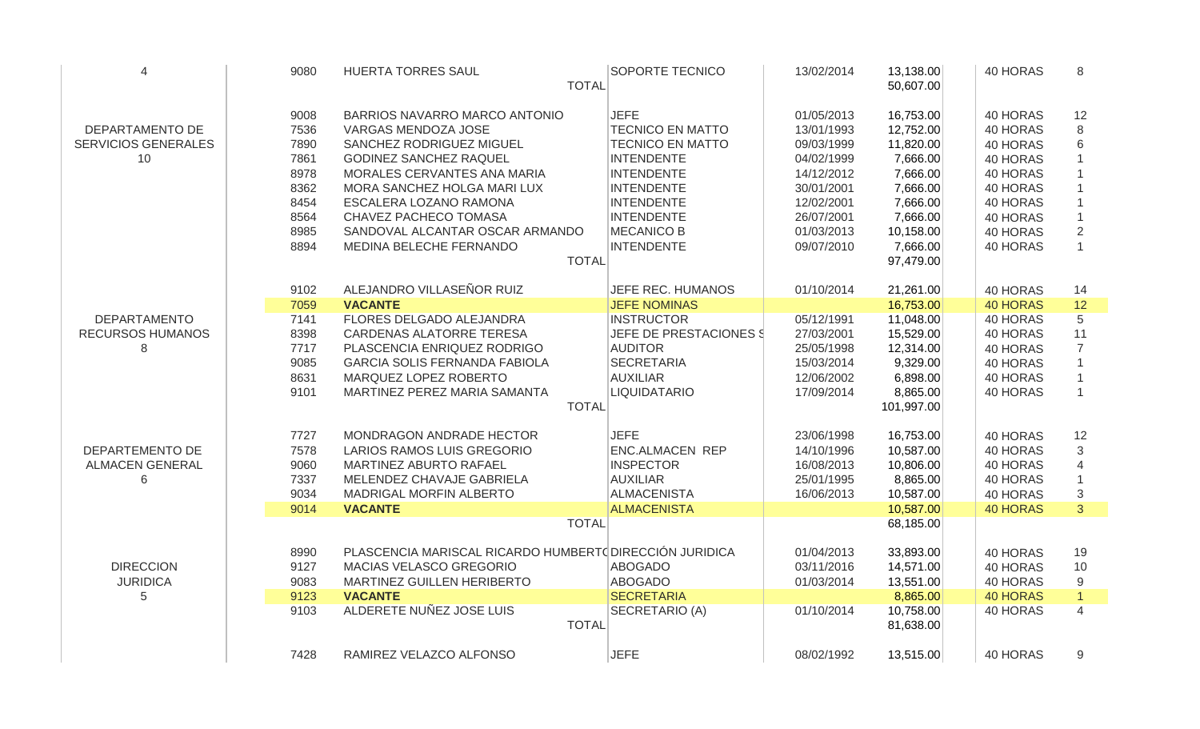| | | | | | | | |
|---|---|---|---|---|---|---|---|
| 4 | 9080 | HUERTA TORRES SAUL | SOPORTE TECNICO | 13/02/2014 | 13,138.00 | 40 HORAS | 8 |
| | | TOTAL | | | 50,607.00 | | |
| | 9008 | BARRIOS NAVARRO MARCO ANTONIO | JEFE | 01/05/2013 | 16,753.00 | 40 HORAS | 12 |
| DEPARTAMENTO DE | 7536 | VARGAS MENDOZA JOSE | TECNICO EN MATTO | 13/01/1993 | 12,752.00 | 40 HORAS | 8 |
| SERVICIOS GENERALES | 7890 | SANCHEZ RODRIGUEZ MIGUEL | TECNICO EN MATTO | 09/03/1999 | 11,820.00 | 40 HORAS | 6 |
| 10 | 7861 | GODINEZ SANCHEZ RAQUEL | INTENDENTE | 04/02/1999 | 7,666.00 | 40 HORAS | 1 |
| | 8978 | MORALES CERVANTES ANA MARIA | INTENDENTE | 14/12/2012 | 7,666.00 | 40 HORAS | 1 |
| | 8362 | MORA SANCHEZ HOLGA MARI LUX | INTENDENTE | 30/01/2001 | 7,666.00 | 40 HORAS | 1 |
| | 8454 | ESCALERA LOZANO RAMONA | INTENDENTE | 12/02/2001 | 7,666.00 | 40 HORAS | 1 |
| | 8564 | CHAVEZ PACHECO TOMASA | INTENDENTE | 26/07/2001 | 7,666.00 | 40 HORAS | 1 |
| | 8985 | SANDOVAL ALCANTAR OSCAR ARMANDO | MECANICO B | 01/03/2013 | 10,158.00 | 40 HORAS | 2 |
| | 8894 | MEDINA BELECHE FERNANDO | INTENDENTE | 09/07/2010 | 7,666.00 | 40 HORAS | 1 |
| | | TOTAL | | | 97,479.00 | | |
| | 9102 | ALEJANDRO VILLASEÑOR RUIZ | JEFE REC. HUMANOS | 01/10/2014 | 21,261.00 | 40 HORAS | 14 |
| | 7059 | **VACANTE** | JEFE NOMINAS | | 16,753.00 | 40 HORAS | 12 |
| DEPARTAMENTO | 7141 | FLORES DELGADO ALEJANDRA | INSTRUCTOR | 05/12/1991 | 11,048.00 | 40 HORAS | 5 |
| RECURSOS HUMANOS | 8398 | CARDENAS ALATORRE TERESA | JEFE DE PRESTACIONES S | 27/03/2001 | 15,529.00 | 40 HORAS | 11 |
| 8 | 7717 | PLASCENCIA ENRIQUEZ RODRIGO | AUDITOR | 25/05/1998 | 12,314.00 | 40 HORAS | 7 |
| | 9085 | GARCIA SOLIS FERNANDA FABIOLA | SECRETARIA | 15/03/2014 | 9,329.00 | 40 HORAS | 1 |
| | 8631 | MARQUEZ LOPEZ ROBERTO | AUXILIAR | 12/06/2002 | 6,898.00 | 40 HORAS | 1 |
| | 9101 | MARTINEZ PEREZ MARIA SAMANTA | LIQUIDATARIO | 17/09/2014 | 8,865.00 | 40 HORAS | 1 |
| | | TOTAL | | | 101,997.00 | | |
| | 7727 | MONDRAGON ANDRADE HECTOR | JEFE | 23/06/1998 | 16,753.00 | 40 HORAS | 12 |
| DEPARTEMENTO DE | 7578 | LARIOS RAMOS LUIS GREGORIO | ENC.ALMACEN REP | 14/10/1996 | 10,587.00 | 40 HORAS | 3 |
| ALMACEN GENERAL | 9060 | MARTINEZ ABURTO RAFAEL | INSPECTOR | 16/08/2013 | 10,806.00 | 40 HORAS | 4 |
| 6 | 7337 | MELENDEZ CHAVAJE GABRIELA | AUXILIAR | 25/01/1995 | 8,865.00 | 40 HORAS | 1 |
| | 9034 | MADRIGAL MORFIN ALBERTO | ALMACENISTA | 16/06/2013 | 10,587.00 | 40 HORAS | 3 |
| | 9014 | **VACANTE** | ALMACENISTA | | 10,587.00 | 40 HORAS | 3 |
| | | TOTAL | | | 68,185.00 | | |
| | 8990 | PLASCENCIA MARISCAL RICARDO HUMBERTO | DIRECCIÓN JURIDICA | 01/04/2013 | 33,893.00 | 40 HORAS | 19 |
| DIRECCION | 9127 | MACIAS VELASCO GREGORIO | ABOGADO | 03/11/2016 | 14,571.00 | 40 HORAS | 10 |
| JURIDICA | 9083 | MARTINEZ GUILLEN HERIBERTO | ABOGADO | 01/03/2014 | 13,551.00 | 40 HORAS | 9 |
| 5 | 9123 | **VACANTE** | SECRETARIA | | 8,865.00 | 40 HORAS | 1 |
| | 9103 | ALDERETE NUÑEZ JOSE LUIS | SECRETARIO (A) | 01/10/2014 | 10,758.00 | 40 HORAS | 4 |
| | | TOTAL | | | 81,638.00 | | |
| | 7428 | RAMIREZ VELAZCO ALFONSO | JEFE | 08/02/1992 | 13,515.00 | 40 HORAS | 9 |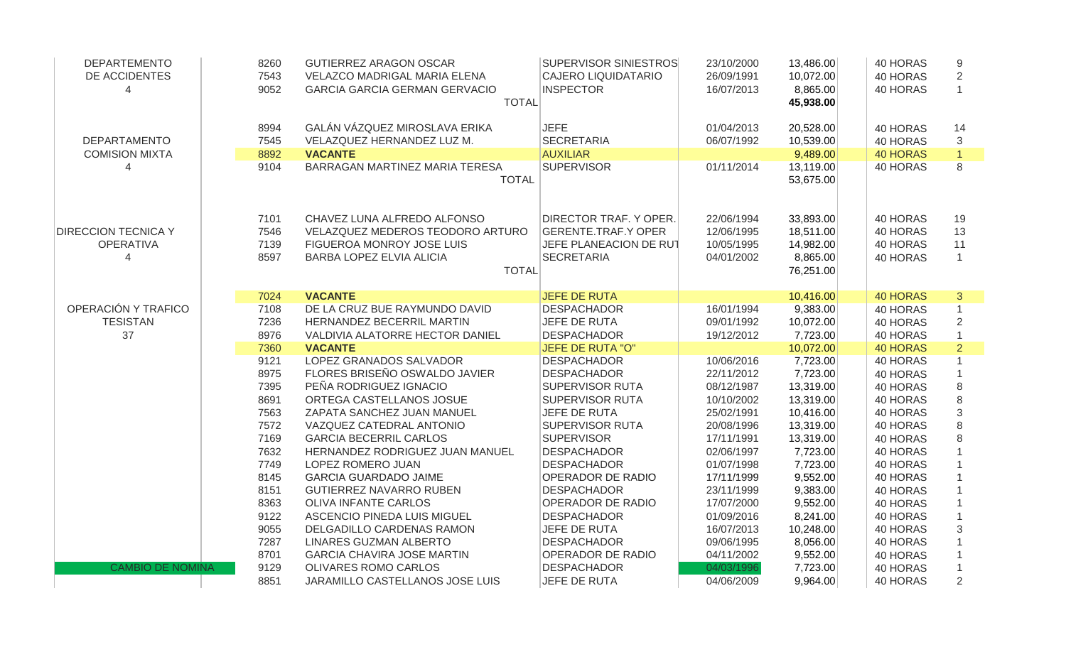| | | | | | | | |
|---|---|---|---|---|---|---|---|
| DEPARTEMENTO DE ACCIDENTES 4 | 8260 | GUTIERREZ ARAGON OSCAR | SUPERVISOR SINIESTROS | 23/10/2000 | 13,486.00 | 40 HORAS | 9 |
| | 7543 | VELAZCO MADRIGAL MARIA ELENA | CAJERO LIQUIDATARIO | 26/09/1991 | 10,072.00 | 40 HORAS | 2 |
| | 9052 | GARCIA GARCIA GERMAN GERVACIO | INSPECTOR | 16/07/2013 | 8,865.00 | 40 HORAS | 1 |
| | | TOTAL | | | **45,938.00** | | |
| DEPARTAMENTO COMISION MIXTA 4 | 8994 | GALÁN VÁZQUEZ MIROSLAVA ERIKA | JEFE | 01/04/2013 | 20,528.00 | 40 HORAS | 14 |
| | 7545 | VELAZQUEZ HERNANDEZ LUZ M. | SECRETARIA | 06/07/1992 | 10,539.00 | 40 HORAS | 3 |
| | 8892 | **VACANTE** | AUXILIAR | | 9,489.00 | 40 HORAS | 1 |
| | 9104 | BARRAGAN MARTINEZ MARIA TERESA | SUPERVISOR | 01/11/2014 | 13,119.00 | 40 HORAS | 8 |
| | | TOTAL | | | 53,675.00 | | |
| DIRECCION TECNICA Y OPERATIVA 4 | 7101 | CHAVEZ LUNA ALFREDO ALFONSO | DIRECTOR TRAF. Y OPER. | 22/06/1994 | 33,893.00 | 40 HORAS | 19 |
| | 7546 | VELAZQUEZ MEDEROS TEODORO ARTURO | GERENTE.TRAF.Y OPER | 12/06/1995 | 18,511.00 | 40 HORAS | 13 |
| | 7139 | FIGUEROA MONROY JOSE LUIS | JEFE PLANEACION DE RUT | 10/05/1995 | 14,982.00 | 40 HORAS | 11 |
| | 8597 | BARBA LOPEZ ELVIA ALICIA | SECRETARIA | 04/01/2002 | 8,865.00 | 40 HORAS | 1 |
| | | TOTAL | | | 76,251.00 | | |
| OPERACIÓN Y TRAFICO TESISTAN 37 | 7024 | **VACANTE** | JEFE DE RUTA | | 10,416.00 | 40 HORAS | 3 |
| | 7108 | DE LA CRUZ BUE RAYMUNDO DAVID | DESPACHADOR | 16/01/1994 | 9,383.00 | 40 HORAS | 1 |
| | 7236 | HERNANDEZ BECERRIL MARTIN | JEFE DE RUTA | 09/01/1992 | 10,072.00 | 40 HORAS | 2 |
| | 8976 | VALDIVIA ALATORRE HECTOR DANIEL | DESPACHADOR | 19/12/2012 | 7,723.00 | 40 HORAS | 1 |
| | 7360 | **VACANTE** | JEFE DE RUTA "O" | | 10,072.00 | 40 HORAS | 2 |
| | 9121 | LOPEZ GRANADOS SALVADOR | DESPACHADOR | 10/06/2016 | 7,723.00 | 40 HORAS | 1 |
| | 8975 | FLORES BRISEÑO OSWALDO JAVIER | DESPACHADOR | 22/11/2012 | 7,723.00 | 40 HORAS | 1 |
| | 7395 | PEÑA RODRIGUEZ IGNACIO | SUPERVISOR RUTA | 08/12/1987 | 13,319.00 | 40 HORAS | 8 |
| | 8691 | ORTEGA CASTELLANOS JOSUE | SUPERVISOR RUTA | 10/10/2002 | 13,319.00 | 40 HORAS | 8 |
| | 7563 | ZAPATA SANCHEZ JUAN MANUEL | JEFE DE RUTA | 25/02/1991 | 10,416.00 | 40 HORAS | 3 |
| | 7572 | VAZQUEZ CATEDRAL ANTONIO | SUPERVISOR RUTA | 20/08/1996 | 13,319.00 | 40 HORAS | 8 |
| | 7169 | GARCIA BECERRIL CARLOS | SUPERVISOR | 17/11/1991 | 13,319.00 | 40 HORAS | 8 |
| | 7632 | HERNANDEZ RODRIGUEZ JUAN MANUEL | DESPACHADOR | 02/06/1997 | 7,723.00 | 40 HORAS | 1 |
| | 7749 | LOPEZ ROMERO JUAN | DESPACHADOR | 01/07/1998 | 7,723.00 | 40 HORAS | 1 |
| | 8145 | GARCIA GUARDADO JAIME | OPERADOR DE RADIO | 17/11/1999 | 9,552.00 | 40 HORAS | 1 |
| | 8151 | GUTIERREZ NAVARRO RUBEN | DESPACHADOR | 23/11/1999 | 9,383.00 | 40 HORAS | 1 |
| | 8363 | OLIVA INFANTE CARLOS | OPERADOR DE RADIO | 17/07/2000 | 9,552.00 | 40 HORAS | 1 |
| | 9122 | ASCENCIO PINEDA LUIS MIGUEL | DESPACHADOR | 01/09/2016 | 8,241.00 | 40 HORAS | 1 |
| | 9055 | DELGADILLO CARDENAS RAMON | JEFE DE RUTA | 16/07/2013 | 10,248.00 | 40 HORAS | 3 |
| | 7287 | LINARES GUZMAN ALBERTO | DESPACHADOR | 09/06/1995 | 8,056.00 | 40 HORAS | 1 |
| | 8701 | GARCIA CHAVIRA JOSE MARTIN | OPERADOR DE RADIO | 04/11/2002 | 9,552.00 | 40 HORAS | 1 |
| CAMBIO DE NOMINA | 9129 | OLIVARES ROMO CARLOS | DESPACHADOR | 04/03/1996 | 7,723.00 | 40 HORAS | 1 |
| | 8851 | JARAMILLO CASTELLANOS JOSE LUIS | JEFE DE RUTA | 04/06/2009 | 9,964.00 | 40 HORAS | 2 |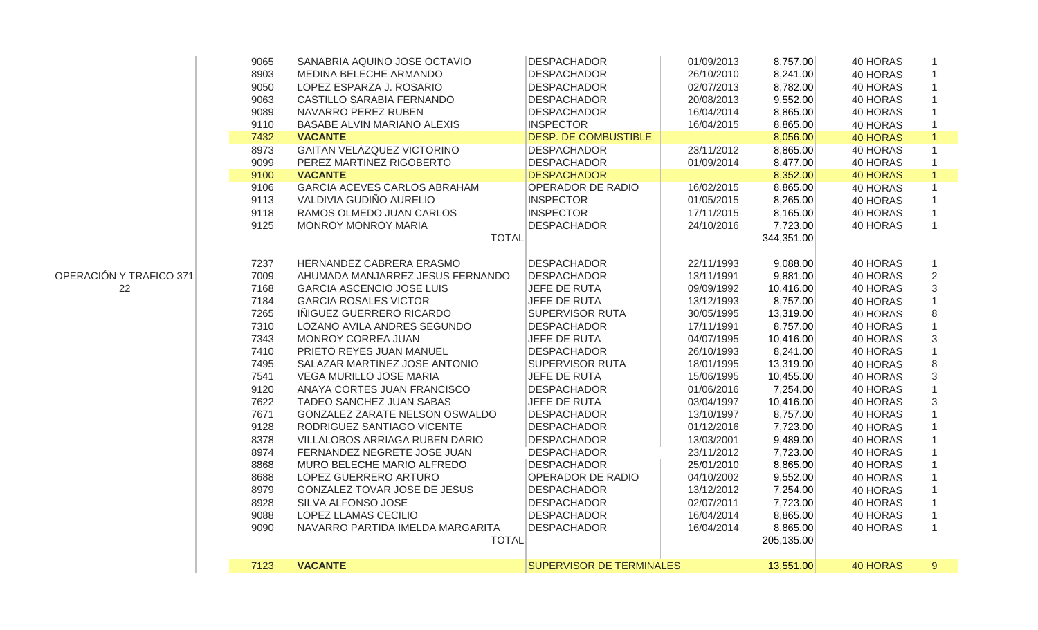| | | | | | | | |
|---|---|---|---|---|---|---|---|
| | 9065 | SANABRIA AQUINO JOSE OCTAVIO | DESPACHADOR | 01/09/2013 | 8,757.00 | 40 HORAS | 1 |
| | 8903 | MEDINA BELECHE ARMANDO | DESPACHADOR | 26/10/2010 | 8,241.00 | 40 HORAS | 1 |
| | 9050 | LOPEZ ESPARZA J. ROSARIO | DESPACHADOR | 02/07/2013 | 8,782.00 | 40 HORAS | 1 |
| | 9063 | CASTILLO SARABIA FERNANDO | DESPACHADOR | 20/08/2013 | 9,552.00 | 40 HORAS | 1 |
| | 9089 | NAVARRO PEREZ RUBEN | DESPACHADOR | 16/04/2014 | 8,865.00 | 40 HORAS | 1 |
| | 9110 | BASABE ALVIN MARIANO ALEXIS | INSPECTOR | 16/04/2015 | 8,865.00 | 40 HORAS | 1 |
| | 7432 | **VACANTE** | DESP. DE COMBUSTIBLE | | 8,056.00 | 40 HORAS | 1 |
| | 8973 | GAITAN VELÁZQUEZ VICTORINO | DESPACHADOR | 23/11/2012 | 8,865.00 | 40 HORAS | 1 |
| | 9099 | PEREZ MARTINEZ RIGOBERTO | DESPACHADOR | 01/09/2014 | 8,477.00 | 40 HORAS | 1 |
| | 9100 | **VACANTE** | DESPACHADOR | | 8,352.00 | 40 HORAS | 1 |
| | 9106 | GARCIA ACEVES CARLOS ABRAHAM | OPERADOR DE RADIO | 16/02/2015 | 8,865.00 | 40 HORAS | 1 |
| | 9113 | VALDIVIA GUDIÑO AURELIO | INSPECTOR | 01/05/2015 | 8,265.00 | 40 HORAS | 1 |
| | 9118 | RAMOS OLMEDO JUAN CARLOS | INSPECTOR | 17/11/2015 | 8,165.00 | 40 HORAS | 1 |
| | 9125 | MONROY MONROY MARIA | DESPACHADOR | 24/10/2016 | 7,723.00 | 40 HORAS | 1 |
| | | TOTAL | | | 344,351.00 | | |
| | 7237 | HERNANDEZ CABRERA ERASMO | DESPACHADOR | 22/11/1993 | 9,088.00 | 40 HORAS | 1 |
| OPERACIÓN Y TRAFICO 371 22 | 7009 | AHUMADA MANJARREZ JESUS FERNANDO | DESPACHADOR | 13/11/1991 | 9,881.00 | 40 HORAS | 2 |
| | 7168 | GARCIA ASCENCIO JOSE LUIS | JEFE DE RUTA | 09/09/1992 | 10,416.00 | 40 HORAS | 3 |
| | 7184 | GARCIA ROSALES VICTOR | JEFE DE RUTA | 13/12/1993 | 8,757.00 | 40 HORAS | 1 |
| | 7265 | IÑIGUEZ GUERRERO RICARDO | SUPERVISOR RUTA | 30/05/1995 | 13,319.00 | 40 HORAS | 8 |
| | 7310 | LOZANO AVILA ANDRES SEGUNDO | DESPACHADOR | 17/11/1991 | 8,757.00 | 40 HORAS | 1 |
| | 7343 | MONROY CORREA JUAN | JEFE DE RUTA | 04/07/1995 | 10,416.00 | 40 HORAS | 3 |
| | 7410 | PRIETO REYES JUAN MANUEL | DESPACHADOR | 26/10/1993 | 8,241.00 | 40 HORAS | 1 |
| | 7495 | SALAZAR MARTINEZ JOSE ANTONIO | SUPERVISOR RUTA | 18/01/1995 | 13,319.00 | 40 HORAS | 8 |
| | 7541 | VEGA MURILLO JOSE MARIA | JEFE DE RUTA | 15/06/1995 | 10,455.00 | 40 HORAS | 3 |
| | 9120 | ANAYA CORTES JUAN FRANCISCO | DESPACHADOR | 01/06/2016 | 7,254.00 | 40 HORAS | 1 |
| | 7622 | TADEO SANCHEZ JUAN SABAS | JEFE DE RUTA | 03/04/1997 | 10,416.00 | 40 HORAS | 3 |
| | 7671 | GONZALEZ ZARATE NELSON OSWALDO | DESPACHADOR | 13/10/1997 | 8,757.00 | 40 HORAS | 1 |
| | 9128 | RODRIGUEZ SANTIAGO VICENTE | DESPACHADOR | 01/12/2016 | 7,723.00 | 40 HORAS | 1 |
| | 8378 | VILLALOBOS ARRIAGA RUBEN DARIO | DESPACHADOR | 13/03/2001 | 9,489.00 | 40 HORAS | 1 |
| | 8974 | FERNANDEZ NEGRETE JOSE JUAN | DESPACHADOR | 23/11/2012 | 7,723.00 | 40 HORAS | 1 |
| | 8868 | MURO BELECHE MARIO ALFREDO | DESPACHADOR | 25/01/2010 | 8,865.00 | 40 HORAS | 1 |
| | 8688 | LOPEZ GUERRERO ARTURO | OPERADOR DE RADIO | 04/10/2002 | 9,552.00 | 40 HORAS | 1 |
| | 8979 | GONZALEZ TOVAR JOSE DE JESUS | DESPACHADOR | 13/12/2012 | 7,254.00 | 40 HORAS | 1 |
| | 8928 | SILVA ALFONSO JOSE | DESPACHADOR | 02/07/2011 | 7,723.00 | 40 HORAS | 1 |
| | 9088 | LOPEZ LLAMAS CECILIO | DESPACHADOR | 16/04/2014 | 8,865.00 | 40 HORAS | 1 |
| | 9090 | NAVARRO PARTIDA IMELDA MARGARITA | DESPACHADOR | 16/04/2014 | 8,865.00 | 40 HORAS | 1 |
| | | TOTAL | | | 205,135.00 | | |
| | 7123 | **VACANTE** | SUPERVISOR DE TERMINALES | | 13,551.00 | 40 HORAS | 9 |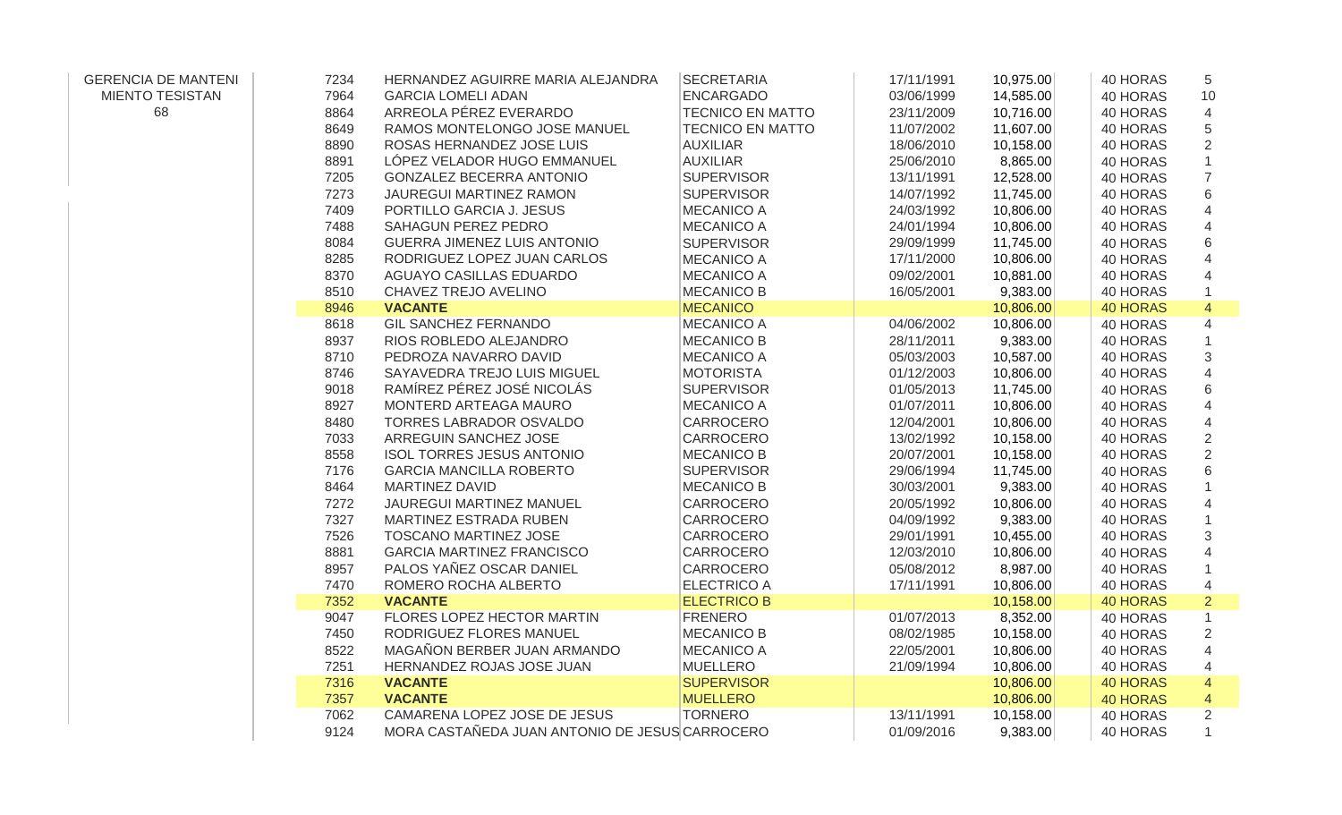| | | | | | | | |
|---|---|---|---|---|---|---|---|
| GERENCIA DE MANTENIMIENTO TESISTAN 68 | 7234 | HERNANDEZ AGUIRRE MARIA ALEJANDRA | SECRETARIA | 17/11/1991 | 10,975.00 | 40 HORAS | 5 |
| | 7964 | GARCIA LOMELI ADAN | ENCARGADO | 03/06/1999 | 14,585.00 | 40 HORAS | 10 |
| | 8864 | ARREOLA PÉREZ EVERARDO | TECNICO EN MATTO | 23/11/2009 | 10,716.00 | 40 HORAS | 4 |
| | 8649 | RAMOS MONTELONGO JOSE MANUEL | TECNICO EN MATTO | 11/07/2002 | 11,607.00 | 40 HORAS | 5 |
| | 8890 | ROSAS HERNANDEZ JOSE LUIS | AUXILIAR | 18/06/2010 | 10,158.00 | 40 HORAS | 2 |
| | 8891 | LÓPEZ VELADOR HUGO EMMANUEL | AUXILIAR | 25/06/2010 | 8,865.00 | 40 HORAS | 1 |
| | 7205 | GONZALEZ BECERRA ANTONIO | SUPERVISOR | 13/11/1991 | 12,528.00 | 40 HORAS | 7 |
| | 7273 | JAUREGUI MARTINEZ RAMON | SUPERVISOR | 14/07/1992 | 11,745.00 | 40 HORAS | 6 |
| | 7409 | PORTILLO GARCIA J. JESUS | MECANICO A | 24/03/1992 | 10,806.00 | 40 HORAS | 4 |
| | 7488 | SAHAGUN PEREZ PEDRO | MECANICO A | 24/01/1994 | 10,806.00 | 40 HORAS | 4 |
| | 8084 | GUERRA JIMENEZ LUIS ANTONIO | SUPERVISOR | 29/09/1999 | 11,745.00 | 40 HORAS | 6 |
| | 8285 | RODRIGUEZ LOPEZ JUAN CARLOS | MECANICO A | 17/11/2000 | 10,806.00 | 40 HORAS | 4 |
| | 8370 | AGUAYO CASILLAS EDUARDO | MECANICO A | 09/02/2001 | 10,881.00 | 40 HORAS | 4 |
| | 8510 | CHAVEZ TREJO AVELINO | MECANICO B | 16/05/2001 | 9,383.00 | 40 HORAS | 1 |
| | 8946 | **VACANTE** | MECANICO | | 10,806.00 | 40 HORAS | 4 |
| | 8618 | GIL SANCHEZ FERNANDO | MECANICO A | 04/06/2002 | 10,806.00 | 40 HORAS | 4 |
| | 8937 | RIOS ROBLEDO ALEJANDRO | MECANICO B | 28/11/2011 | 9,383.00 | 40 HORAS | 1 |
| | 8710 | PEDROZA NAVARRO DAVID | MECANICO A | 05/03/2003 | 10,587.00 | 40 HORAS | 3 |
| | 8746 | SAYAVEDRA TREJO LUIS MIGUEL | MOTORISTA | 01/12/2003 | 10,806.00 | 40 HORAS | 4 |
| | 9018 | RAMÍREZ PÉREZ JOSÉ NICOLÁS | SUPERVISOR | 01/05/2013 | 11,745.00 | 40 HORAS | 6 |
| | 8927 | MONTERD ARTEAGA MAURO | MECANICO A | 01/07/2011 | 10,806.00 | 40 HORAS | 4 |
| | 8480 | TORRES LABRADOR OSVALDO | CARROCERO | 12/04/2001 | 10,806.00 | 40 HORAS | 4 |
| | 7033 | ARREGUIN SANCHEZ JOSE | CARROCERO | 13/02/1992 | 10,158.00 | 40 HORAS | 2 |
| | 8558 | ISOL TORRES JESUS ANTONIO | MECANICO B | 20/07/2001 | 10,158.00 | 40 HORAS | 2 |
| | 7176 | GARCIA MANCILLA ROBERTO | SUPERVISOR | 29/06/1994 | 11,745.00 | 40 HORAS | 6 |
| | 8464 | MARTINEZ DAVID | MECANICO B | 30/03/2001 | 9,383.00 | 40 HORAS | 1 |
| | 7272 | JAUREGUI MARTINEZ MANUEL | CARROCERO | 20/05/1992 | 10,806.00 | 40 HORAS | 4 |
| | 7327 | MARTINEZ ESTRADA RUBEN | CARROCERO | 04/09/1992 | 9,383.00 | 40 HORAS | 1 |
| | 7526 | TOSCANO MARTINEZ JOSE | CARROCERO | 29/01/1991 | 10,455.00 | 40 HORAS | 3 |
| | 8881 | GARCIA MARTINEZ FRANCISCO | CARROCERO | 12/03/2010 | 10,806.00 | 40 HORAS | 4 |
| | 8957 | PALOS YAÑEZ OSCAR DANIEL | CARROCERO | 05/08/2012 | 8,987.00 | 40 HORAS | 1 |
| | 7470 | ROMERO ROCHA ALBERTO | ELECTRICO A | 17/11/1991 | 10,806.00 | 40 HORAS | 4 |
| | 7352 | **VACANTE** | ELECTRICO B | | 10,158.00 | 40 HORAS | 2 |
| | 9047 | FLORES LOPEZ HECTOR MARTIN | FRENERO | 01/07/2013 | 8,352.00 | 40 HORAS | 1 |
| | 7450 | RODRIGUEZ FLORES MANUEL | MECANICO B | 08/02/1985 | 10,158.00 | 40 HORAS | 2 |
| | 8522 | MAGAÑON BERBER JUAN ARMANDO | MECANICO A | 22/05/2001 | 10,806.00 | 40 HORAS | 4 |
| | 7251 | HERNANDEZ ROJAS JOSE JUAN | MUELLERO | 21/09/1994 | 10,806.00 | 40 HORAS | 4 |
| | 7316 | **VACANTE** | SUPERVISOR | | 10,806.00 | 40 HORAS | 4 |
| | 7357 | **VACANTE** | MUELLERO | | 10,806.00 | 40 HORAS | 4 |
| | 7062 | CAMARENA LOPEZ JOSE DE JESUS | TORNERO | 13/11/1991 | 10,158.00 | 40 HORAS | 2 |
| | 9124 | MORA CASTAÑEDA JUAN ANTONIO DE JESUS | CARROCERO | 01/09/2016 | 9,383.00 | 40 HORAS | 1 |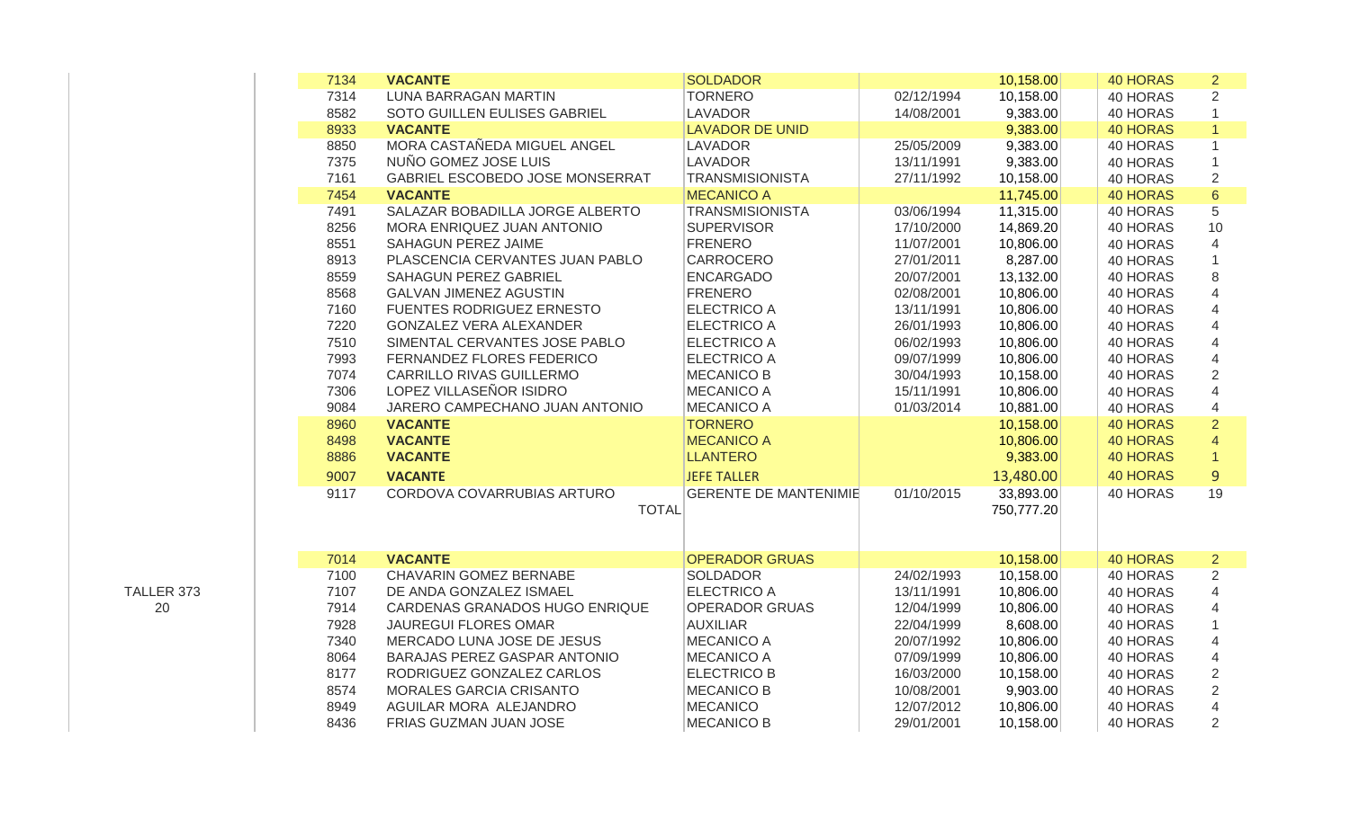| | Clave | Nombre | Puesto | Fecha ingreso | Sueldo | Jornada | Nivel |
|---|---|---|---|---|---|---|---|
| | 7134 | **VACANTE** | SOLDADOR | | 10,158.00 | 40 HORAS | 2 |
| | 7314 | LUNA BARRAGAN MARTIN | TORNERO | 02/12/1994 | 10,158.00 | 40 HORAS | 2 |
| | 8582 | SOTO GUILLEN EULISES GABRIEL | LAVADOR | 14/08/2001 | 9,383.00 | 40 HORAS | 1 |
| | 8933 | **VACANTE** | LAVADOR DE UNID | | 9,383.00 | 40 HORAS | 1 |
| | 8850 | MORA CASTAÑEDA MIGUEL ANGEL | LAVADOR | 25/05/2009 | 9,383.00 | 40 HORAS | 1 |
| | 7375 | NUÑO GOMEZ JOSE LUIS | LAVADOR | 13/11/1991 | 9,383.00 | 40 HORAS | 1 |
| | 7161 | GABRIEL ESCOBEDO JOSE MONSERRAT | TRANSMISIONISTA | 27/11/1992 | 10,158.00 | 40 HORAS | 2 |
| | 7454 | **VACANTE** | MECANICO A | | 11,745.00 | 40 HORAS | 6 |
| | 7491 | SALAZAR BOBADILLA JORGE ALBERTO | TRANSMISIONISTA | 03/06/1994 | 11,315.00 | 40 HORAS | 5 |
| | 8256 | MORA ENRIQUEZ JUAN ANTONIO | SUPERVISOR | 17/10/2000 | 14,869.20 | 40 HORAS | 10 |
| | 8551 | SAHAGUN PEREZ JAIME | FRENERO | 11/07/2001 | 10,806.00 | 40 HORAS | 4 |
| | 8913 | PLASCENCIA CERVANTES JUAN PABLO | CARROCERO | 27/01/2011 | 8,287.00 | 40 HORAS | 1 |
| | 8559 | SAHAGUN PEREZ GABRIEL | ENCARGADO | 20/07/2001 | 13,132.00 | 40 HORAS | 8 |
| | 8568 | GALVAN JIMENEZ AGUSTIN | FRENERO | 02/08/2001 | 10,806.00 | 40 HORAS | 4 |
| | 7160 | FUENTES RODRIGUEZ ERNESTO | ELECTRICO A | 13/11/1991 | 10,806.00 | 40 HORAS | 4 |
| | 7220 | GONZALEZ VERA ALEXANDER | ELECTRICO A | 26/01/1993 | 10,806.00 | 40 HORAS | 4 |
| | 7510 | SIMENTAL CERVANTES JOSE PABLO | ELECTRICO A | 06/02/1993 | 10,806.00 | 40 HORAS | 4 |
| | 7993 | FERNANDEZ FLORES FEDERICO | ELECTRICO A | 09/07/1999 | 10,806.00 | 40 HORAS | 4 |
| | 7074 | CARRILLO RIVAS GUILLERMO | MECANICO B | 30/04/1993 | 10,158.00 | 40 HORAS | 2 |
| | 7306 | LOPEZ VILLASEÑOR ISIDRO | MECANICO A | 15/11/1991 | 10,806.00 | 40 HORAS | 4 |
| | 9084 | JARERO CAMPECHANO JUAN ANTONIO | MECANICO A | 01/03/2014 | 10,881.00 | 40 HORAS | 4 |
| | 8960 | **VACANTE** | TORNERO | | 10,158.00 | 40 HORAS | 2 |
| | 8498 | **VACANTE** | MECANICO A | | 10,806.00 | 40 HORAS | 4 |
| | 8886 | **VACANTE** | LLANTERO | | 9,383.00 | 40 HORAS | 1 |
| | 9007 | **VACANTE** | JEFE TALLER | | 13,480.00 | 40 HORAS | 9 |
| | 9117 | CORDOVA COVARRUBIAS ARTURO | GERENTE DE MANTENIMIE | 01/10/2015 | 33,893.00 | 40 HORAS | 19 |
| | | TOTAL | | | 750,777.20 | | |
| | | | | | | | |
| | 7014 | **VACANTE** | OPERADOR GRUAS | | 10,158.00 | 40 HORAS | 2 |
| | 7100 | CHAVARIN GOMEZ BERNABE | SOLDADOR | 24/02/1993 | 10,158.00 | 40 HORAS | 2 |
| TALLER 373 | 7107 | DE ANDA GONZALEZ ISMAEL | ELECTRICO A | 13/11/1991 | 10,806.00 | 40 HORAS | 4 |
| 20 | 7914 | CARDENAS GRANADOS HUGO ENRIQUE | OPERADOR GRUAS | 12/04/1999 | 10,806.00 | 40 HORAS | 4 |
| | 7928 | JAUREGUI FLORES OMAR | AUXILIAR | 22/04/1999 | 8,608.00 | 40 HORAS | 1 |
| | 7340 | MERCADO LUNA JOSE DE JESUS | MECANICO A | 20/07/1992 | 10,806.00 | 40 HORAS | 4 |
| | 8064 | BARAJAS PEREZ GASPAR ANTONIO | MECANICO A | 07/09/1999 | 10,806.00 | 40 HORAS | 4 |
| | 8177 | RODRIGUEZ GONZALEZ CARLOS | ELECTRICO B | 16/03/2000 | 10,158.00 | 40 HORAS | 2 |
| | 8574 | MORALES GARCIA CRISANTO | MECANICO B | 10/08/2001 | 9,903.00 | 40 HORAS | 2 |
| | 8949 | AGUILAR MORA ALEJANDRO | MECANICO | 12/07/2012 | 10,806.00 | 40 HORAS | 4 |
| | 8436 | FRIAS GUZMAN JUAN JOSE | MECANICO B | 29/01/2001 | 10,158.00 | 40 HORAS | 2 |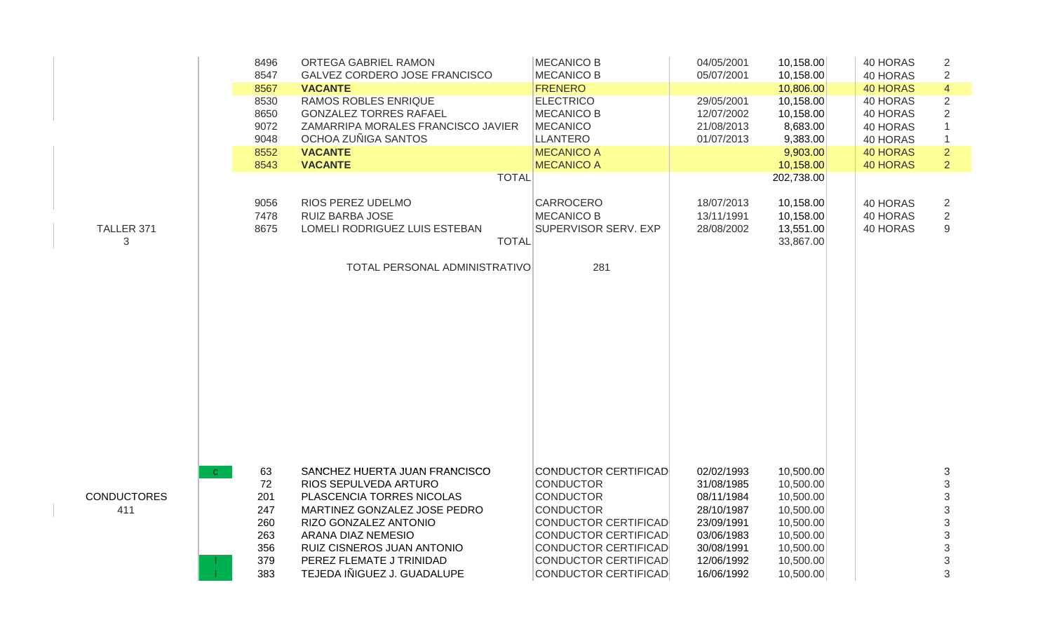| | | No. | Nombre | Puesto | Fecha | Sueldo | Jornada | |
|---|---|---|---|---|---|---|---|---|
| | | 8496 | ORTEGA GABRIEL RAMON | MECANICO B | 04/05/2001 | 10,158.00 | 40 HORAS | 2 |
| | | 8547 | GALVEZ CORDERO JOSE FRANCISCO | MECANICO B | 05/07/2001 | 10,158.00 | 40 HORAS | 2 |
| | | 8567 | **VACANTE** | FRENERO | | 10,806.00 | 40 HORAS | 4 |
| | | 8530 | RAMOS ROBLES ENRIQUE | ELECTRICO | 29/05/2001 | 10,158.00 | 40 HORAS | 2 |
| | | 8650 | GONZALEZ TORRES RAFAEL | MECANICO B | 12/07/2002 | 10,158.00 | 40 HORAS | 2 |
| | | 9072 | ZAMARRIPA MORALES FRANCISCO JAVIER | MECANICO | 21/08/2013 | 8,683.00 | 40 HORAS | 1 |
| | | 9048 | OCHOA ZUÑIGA SANTOS | LLANTERO | 01/07/2013 | 9,383.00 | 40 HORAS | 1 |
| | | 8552 | **VACANTE** | MECANICO A | | 9,903.00 | 40 HORAS | 2 |
| | | 8543 | **VACANTE** | MECANICO A | | 10,158.00 | 40 HORAS | 2 |
| | | | TOTAL | | | 202,738.00 | | |
| | | 9056 | RIOS PEREZ UDELMO | CARROCERO | 18/07/2013 | 10,158.00 | 40 HORAS | 2 |
| | | 7478 | RUIZ BARBA JOSE | MECANICO B | 13/11/1991 | 10,158.00 | 40 HORAS | 2 |
| TALLER 371 3 | | 8675 | LOMELI RODRIGUEZ LUIS ESTEBAN | SUPERVISOR SERV. EXP | 28/08/2002 | 13,551.00 | 40 HORAS | 9 |
| | | | TOTAL | | | 33,867.00 | | |
| | | | TOTAL PERSONAL ADMINISTRATIVO | 281 | | | | |

| | | No. | Nombre | Puesto | Fecha | Sueldo | Jornada | |
|---|---|---|---|---|---|---|---|---|
| | C | 63 | SANCHEZ HUERTA JUAN FRANCISCO | CONDUCTOR CERTIFICAD | 02/02/1993 | 10,500.00 | | 3 |
| | | 72 | RIOS SEPULVEDA ARTURO | CONDUCTOR | 31/08/1985 | 10,500.00 | | 3 |
| CONDUCTORES 411 | | 201 | PLASCENCIA TORRES NICOLAS | CONDUCTOR | 08/11/1984 | 10,500.00 | | 3 |
| | | 247 | MARTINEZ GONZALEZ JOSE PEDRO | CONDUCTOR | 28/10/1987 | 10,500.00 | | 3 |
| | | 260 | RIZO GONZALEZ ANTONIO | CONDUCTOR CERTIFICAD | 23/09/1991 | 10,500.00 | | 3 |
| | | 263 | ARANA DIAZ NEMESIO | CONDUCTOR CERTIFICAD | 03/06/1983 | 10,500.00 | | 3 |
| | | 356 | RUIZ CISNEROS JUAN ANTONIO | CONDUCTOR CERTIFICAD | 30/08/1991 | 10,500.00 | | 3 |
| | I | 379 | PEREZ FLEMATE J TRINIDAD | CONDUCTOR CERTIFICAD | 12/06/1992 | 10,500.00 | | 3 |
| | I | 383 | TEJEDA IÑIGUEZ J. GUADALUPE | CONDUCTOR CERTIFICAD | 16/06/1992 | 10,500.00 | | 3 |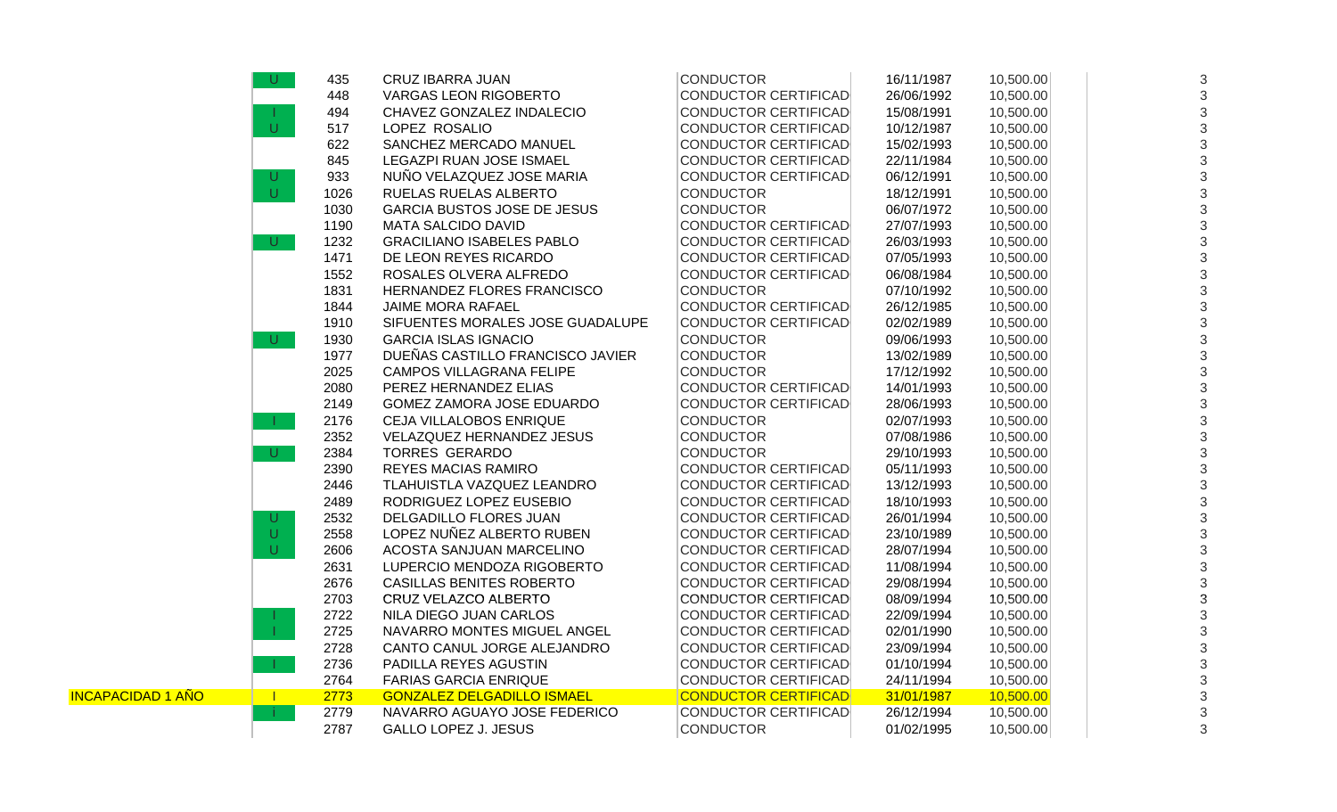| | | | | | | | |
|---|---|---|---|---|---|---|---|
| | U | 435 | CRUZ IBARRA JUAN | CONDUCTOR | 16/11/1987 | 10,500.00 | 3 |
| | | 448 | VARGAS LEON RIGOBERTO | CONDUCTOR CERTIFICAD | 26/06/1992 | 10,500.00 | 3 |
| | I | 494 | CHAVEZ GONZALEZ INDALECIO | CONDUCTOR CERTIFICAD | 15/08/1991 | 10,500.00 | 3 |
| | U | 517 | LOPEZ ROSALIO | CONDUCTOR CERTIFICAD | 10/12/1987 | 10,500.00 | 3 |
| | | 622 | SANCHEZ MERCADO MANUEL | CONDUCTOR CERTIFICAD | 15/02/1993 | 10,500.00 | 3 |
| | | 845 | LEGAZPI RUAN JOSE ISMAEL | CONDUCTOR CERTIFICAD | 22/11/1984 | 10,500.00 | 3 |
| | U | 933 | NUÑO VELAZQUEZ JOSE MARIA | CONDUCTOR CERTIFICAD | 06/12/1991 | 10,500.00 | 3 |
| | U | 1026 | RUELAS RUELAS ALBERTO | CONDUCTOR | 18/12/1991 | 10,500.00 | 3 |
| | | 1030 | GARCIA BUSTOS JOSE DE JESUS | CONDUCTOR | 06/07/1972 | 10,500.00 | 3 |
| | | 1190 | MATA SALCIDO DAVID | CONDUCTOR CERTIFICAD | 27/07/1993 | 10,500.00 | 3 |
| | U | 1232 | GRACILIANO ISABELES PABLO | CONDUCTOR CERTIFICAD | 26/03/1993 | 10,500.00 | 3 |
| | | 1471 | DE LEON REYES RICARDO | CONDUCTOR CERTIFICAD | 07/05/1993 | 10,500.00 | 3 |
| | | 1552 | ROSALES OLVERA ALFREDO | CONDUCTOR CERTIFICAD | 06/08/1984 | 10,500.00 | 3 |
| | | 1831 | HERNANDEZ FLORES FRANCISCO | CONDUCTOR | 07/10/1992 | 10,500.00 | 3 |
| | | 1844 | JAIME MORA RAFAEL | CONDUCTOR CERTIFICAD | 26/12/1985 | 10,500.00 | 3 |
| | | 1910 | SIFUENTES MORALES JOSE GUADALUPE | CONDUCTOR CERTIFICAD | 02/02/1989 | 10,500.00 | 3 |
| | U | 1930 | GARCIA ISLAS IGNACIO | CONDUCTOR | 09/06/1993 | 10,500.00 | 3 |
| | | 1977 | DUEÑAS CASTILLO FRANCISCO JAVIER | CONDUCTOR | 13/02/1989 | 10,500.00 | 3 |
| | | 2025 | CAMPOS VILLAGRANA FELIPE | CONDUCTOR | 17/12/1992 | 10,500.00 | 3 |
| | | 2080 | PEREZ HERNANDEZ ELIAS | CONDUCTOR CERTIFICAD | 14/01/1993 | 10,500.00 | 3 |
| | | 2149 | GOMEZ ZAMORA JOSE EDUARDO | CONDUCTOR CERTIFICAD | 28/06/1993 | 10,500.00 | 3 |
| | I | 2176 | CEJA VILLALOBOS ENRIQUE | CONDUCTOR | 02/07/1993 | 10,500.00 | 3 |
| | | 2352 | VELAZQUEZ HERNANDEZ JESUS | CONDUCTOR | 07/08/1986 | 10,500.00 | 3 |
| | U | 2384 | TORRES GERARDO | CONDUCTOR | 29/10/1993 | 10,500.00 | 3 |
| | | 2390 | REYES MACIAS RAMIRO | CONDUCTOR CERTIFICAD | 05/11/1993 | 10,500.00 | 3 |
| | | 2446 | TLAHUISTLA VAZQUEZ LEANDRO | CONDUCTOR CERTIFICAD | 13/12/1993 | 10,500.00 | 3 |
| | | 2489 | RODRIGUEZ LOPEZ EUSEBIO | CONDUCTOR CERTIFICAD | 18/10/1993 | 10,500.00 | 3 |
| | U | 2532 | DELGADILLO FLORES JUAN | CONDUCTOR CERTIFICAD | 26/01/1994 | 10,500.00 | 3 |
| | U | 2558 | LOPEZ NUÑEZ ALBERTO RUBEN | CONDUCTOR CERTIFICAD | 23/10/1989 | 10,500.00 | 3 |
| | U | 2606 | ACOSTA SANJUAN MARCELINO | CONDUCTOR CERTIFICAD | 28/07/1994 | 10,500.00 | 3 |
| | | 2631 | LUPERCIO MENDOZA RIGOBERTO | CONDUCTOR CERTIFICAD | 11/08/1994 | 10,500.00 | 3 |
| | | 2676 | CASILLAS BENITES ROBERTO | CONDUCTOR CERTIFICAD | 29/08/1994 | 10,500.00 | 3 |
| | | 2703 | CRUZ VELAZCO ALBERTO | CONDUCTOR CERTIFICAD | 08/09/1994 | 10,500.00 | 3 |
| | I | 2722 | NILA DIEGO JUAN CARLOS | CONDUCTOR CERTIFICAD | 22/09/1994 | 10,500.00 | 3 |
| | I | 2725 | NAVARRO MONTES MIGUEL ANGEL | CONDUCTOR CERTIFICAD | 02/01/1990 | 10,500.00 | 3 |
| | | 2728 | CANTO CANUL JORGE ALEJANDRO | CONDUCTOR CERTIFICAD | 23/09/1994 | 10,500.00 | 3 |
| | I | 2736 | PADILLA REYES AGUSTIN | CONDUCTOR CERTIFICAD | 01/10/1994 | 10,500.00 | 3 |
| | | 2764 | FARIAS GARCIA ENRIQUE | CONDUCTOR CERTIFICAD | 24/11/1994 | 10,500.00 | 3 |
| INCAPACIDAD 1 AÑO | I | 2773 | GONZALEZ DELGADILLO ISMAEL | CONDUCTOR CERTIFICAD | 31/01/1987 | 10,500.00 | 3 |
| | I | 2779 | NAVARRO AGUAYO JOSE FEDERICO | CONDUCTOR CERTIFICAD | 26/12/1994 | 10,500.00 | 3 |
| | | 2787 | GALLO LOPEZ J. JESUS | CONDUCTOR | 01/02/1995 | 10,500.00 | 3 |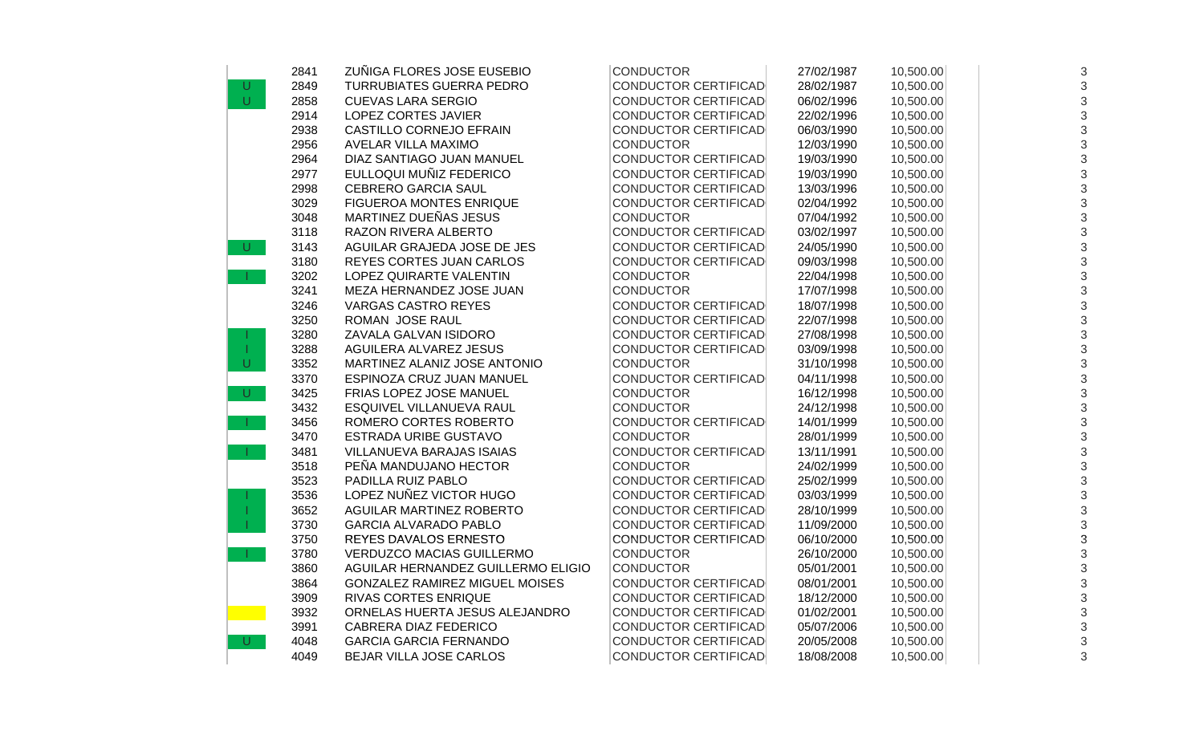| | | | | | | |
|---|---|---|---|---|---|---|
| | 2841 | ZUÑIGA FLORES JOSE EUSEBIO | CONDUCTOR | 27/02/1987 | 10,500.00 | 3 |
| U | 2849 | TURRUBIATES GUERRA PEDRO | CONDUCTOR CERTIFICAD | 28/02/1987 | 10,500.00 | 3 |
| U | 2858 | CUEVAS LARA SERGIO | CONDUCTOR CERTIFICAD | 06/02/1996 | 10,500.00 | 3 |
| | 2914 | LOPEZ CORTES JAVIER | CONDUCTOR CERTIFICAD | 22/02/1996 | 10,500.00 | 3 |
| | 2938 | CASTILLO CORNEJO EFRAIN | CONDUCTOR CERTIFICAD | 06/03/1990 | 10,500.00 | 3 |
| | 2956 | AVELAR VILLA MAXIMO | CONDUCTOR | 12/03/1990 | 10,500.00 | 3 |
| | 2964 | DIAZ SANTIAGO JUAN MANUEL | CONDUCTOR CERTIFICAD | 19/03/1990 | 10,500.00 | 3 |
| | 2977 | EULLOQUI MUÑIZ FEDERICO | CONDUCTOR CERTIFICAD | 19/03/1990 | 10,500.00 | 3 |
| | 2998 | CEBRERO GARCIA SAUL | CONDUCTOR CERTIFICAD | 13/03/1996 | 10,500.00 | 3 |
| | 3029 | FIGUEROA MONTES ENRIQUE | CONDUCTOR CERTIFICAD | 02/04/1992 | 10,500.00 | 3 |
| | 3048 | MARTINEZ DUEÑAS JESUS | CONDUCTOR | 07/04/1992 | 10,500.00 | 3 |
| | 3118 | RAZON RIVERA ALBERTO | CONDUCTOR CERTIFICAD | 03/02/1997 | 10,500.00 | 3 |
| U | 3143 | AGUILAR GRAJEDA JOSE DE JES | CONDUCTOR CERTIFICAD | 24/05/1990 | 10,500.00 | 3 |
| | 3180 | REYES CORTES JUAN CARLOS | CONDUCTOR CERTIFICAD | 09/03/1998 | 10,500.00 | 3 |
| I | 3202 | LOPEZ QUIRARTE VALENTIN | CONDUCTOR | 22/04/1998 | 10,500.00 | 3 |
| | 3241 | MEZA HERNANDEZ JOSE JUAN | CONDUCTOR | 17/07/1998 | 10,500.00 | 3 |
| | 3246 | VARGAS CASTRO REYES | CONDUCTOR CERTIFICAD | 18/07/1998 | 10,500.00 | 3 |
| | 3250 | ROMAN JOSE RAUL | CONDUCTOR CERTIFICAD | 22/07/1998 | 10,500.00 | 3 |
| I | 3280 | ZAVALA GALVAN ISIDORO | CONDUCTOR CERTIFICAD | 27/08/1998 | 10,500.00 | 3 |
| I | 3288 | AGUILERA ALVAREZ JESUS | CONDUCTOR CERTIFICAD | 03/09/1998 | 10,500.00 | 3 |
| U | 3352 | MARTINEZ ALANIZ JOSE ANTONIO | CONDUCTOR | 31/10/1998 | 10,500.00 | 3 |
| | 3370 | ESPINOZA CRUZ JUAN MANUEL | CONDUCTOR CERTIFICAD | 04/11/1998 | 10,500.00 | 3 |
| U | 3425 | FRIAS LOPEZ JOSE MANUEL | CONDUCTOR | 16/12/1998 | 10,500.00 | 3 |
| | 3432 | ESQUIVEL VILLANUEVA RAUL | CONDUCTOR | 24/12/1998 | 10,500.00 | 3 |
| I | 3456 | ROMERO CORTES ROBERTO | CONDUCTOR CERTIFICAD | 14/01/1999 | 10,500.00 | 3 |
| | 3470 | ESTRADA URIBE GUSTAVO | CONDUCTOR | 28/01/1999 | 10,500.00 | 3 |
| I | 3481 | VILLANUEVA BARAJAS ISAIAS | CONDUCTOR CERTIFICAD | 13/11/1991 | 10,500.00 | 3 |
| | 3518 | PEÑA MANDUJANO HECTOR | CONDUCTOR | 24/02/1999 | 10,500.00 | 3 |
| | 3523 | PADILLA RUIZ PABLO | CONDUCTOR CERTIFICAD | 25/02/1999 | 10,500.00 | 3 |
| I | 3536 | LOPEZ NUÑEZ VICTOR HUGO | CONDUCTOR CERTIFICAD | 03/03/1999 | 10,500.00 | 3 |
| I | 3652 | AGUILAR MARTINEZ ROBERTO | CONDUCTOR CERTIFICAD | 28/10/1999 | 10,500.00 | 3 |
| I | 3730 | GARCIA ALVARADO PABLO | CONDUCTOR CERTIFICAD | 11/09/2000 | 10,500.00 | 3 |
| | 3750 | REYES DAVALOS ERNESTO | CONDUCTOR CERTIFICAD | 06/10/2000 | 10,500.00 | 3 |
| I | 3780 | VERDUZCO MACIAS GUILLERMO | CONDUCTOR | 26/10/2000 | 10,500.00 | 3 |
| | 3860 | AGUILAR HERNANDEZ GUILLERMO ELIGIO | CONDUCTOR | 05/01/2001 | 10,500.00 | 3 |
| | 3864 | GONZALEZ RAMIREZ MIGUEL MOISES | CONDUCTOR CERTIFICAD | 08/01/2001 | 10,500.00 | 3 |
| | 3909 | RIVAS CORTES ENRIQUE | CONDUCTOR CERTIFICAD | 18/12/2000 | 10,500.00 | 3 |
| | 3932 | ORNELAS HUERTA JESUS ALEJANDRO | CONDUCTOR CERTIFICAD | 01/02/2001 | 10,500.00 | 3 |
| | 3991 | CABRERA DIAZ FEDERICO | CONDUCTOR CERTIFICAD | 05/07/2006 | 10,500.00 | 3 |
| U | 4048 | GARCIA GARCIA FERNANDO | CONDUCTOR CERTIFICAD | 20/05/2008 | 10,500.00 | 3 |
| | 4049 | BEJAR VILLA JOSE CARLOS | CONDUCTOR CERTIFICAD | 18/08/2008 | 10,500.00 | 3 |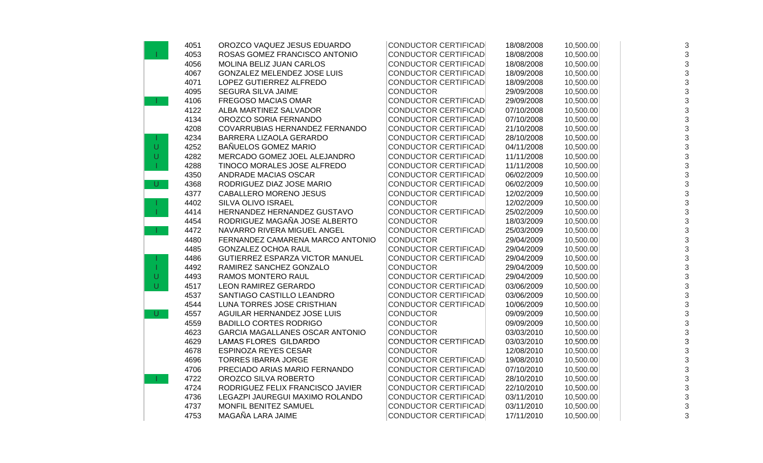| | | | | | | | |
|---|---|---|---|---|---|---|---|
| | 4051 | OROZCO VAQUEZ JESUS EDUARDO | CONDUCTOR CERTIFICAD | 18/08/2008 | 10,500.00 | | 3 |
| I | 4053 | ROSAS GOMEZ FRANCISCO ANTONIO | CONDUCTOR CERTIFICAD | 18/08/2008 | 10,500.00 | | 3 |
| | 4056 | MOLINA BELIZ JUAN CARLOS | CONDUCTOR CERTIFICAD | 18/08/2008 | 10,500.00 | | 3 |
| | 4067 | GONZALEZ MELENDEZ JOSE LUIS | CONDUCTOR CERTIFICAD | 18/09/2008 | 10,500.00 | | 3 |
| | 4071 | LOPEZ GUTIERREZ ALFREDO | CONDUCTOR CERTIFICAD | 18/09/2008 | 10,500.00 | | 3 |
| | 4095 | SEGURA SILVA JAIME | CONDUCTOR | 29/09/2008 | 10,500.00 | | 3 |
| I | 4106 | FREGOSO MACIAS OMAR | CONDUCTOR CERTIFICAD | 29/09/2008 | 10,500.00 | | 3 |
| | 4122 | ALBA MARTINEZ SALVADOR | CONDUCTOR CERTIFICAD | 07/10/2008 | 10,500.00 | | 3 |
| | 4134 | OROZCO SORIA FERNANDO | CONDUCTOR CERTIFICAD | 07/10/2008 | 10,500.00 | | 3 |
| | 4208 | COVARRUBIAS HERNANDEZ FERNANDO | CONDUCTOR CERTIFICAD | 21/10/2008 | 10,500.00 | | 3 |
| I | 4234 | BARRERA LIZAOLA GERARDO | CONDUCTOR CERTIFICAD | 28/10/2008 | 10,500.00 | | 3 |
| U | 4252 | BAÑUELOS GOMEZ MARIO | CONDUCTOR CERTIFICAD | 04/11/2008 | 10,500.00 | | 3 |
| U | 4282 | MERCADO GOMEZ JOEL ALEJANDRO | CONDUCTOR CERTIFICAD | 11/11/2008 | 10,500.00 | | 3 |
| I | 4288 | TINOCO MORALES JOSE ALFREDO | CONDUCTOR CERTIFICAD | 11/11/2008 | 10,500.00 | | 3 |
| | 4350 | ANDRADE MACIAS OSCAR | CONDUCTOR CERTIFICAD | 06/02/2009 | 10,500.00 | | 3 |
| U | 4368 | RODRIGUEZ DIAZ JOSE MARIO | CONDUCTOR CERTIFICAD | 06/02/2009 | 10,500.00 | | 3 |
| | 4377 | CABALLERO MORENO JESUS | CONDUCTOR CERTIFICAD | 12/02/2009 | 10,500.00 | | 3 |
| I | 4402 | SILVA OLIVO ISRAEL | CONDUCTOR | 12/02/2009 | 10,500.00 | | 3 |
| I | 4414 | HERNANDEZ HERNANDEZ GUSTAVO | CONDUCTOR CERTIFICAD | 25/02/2009 | 10,500.00 | | 3 |
| | 4454 | RODRIGUEZ MAGAÑA JOSE ALBERTO | CONDUCTOR | 18/03/2009 | 10,500.00 | | 3 |
| I | 4472 | NAVARRO RIVERA MIGUEL ANGEL | CONDUCTOR CERTIFICAD | 25/03/2009 | 10,500.00 | | 3 |
| | 4480 | FERNANDEZ CAMARENA MARCO ANTONIO | CONDUCTOR | 29/04/2009 | 10,500.00 | | 3 |
| | 4485 | GONZALEZ OCHOA RAUL | CONDUCTOR CERTIFICAD | 29/04/2009 | 10,500.00 | | 3 |
| I | 4486 | GUTIERREZ ESPARZA VICTOR MANUEL | CONDUCTOR CERTIFICAD | 29/04/2009 | 10,500.00 | | 3 |
| I | 4492 | RAMIREZ SANCHEZ GONZALO | CONDUCTOR | 29/04/2009 | 10,500.00 | | 3 |
| U | 4493 | RAMOS MONTERO RAUL | CONDUCTOR CERTIFICAD | 29/04/2009 | 10,500.00 | | 3 |
| U | 4517 | LEON RAMIREZ GERARDO | CONDUCTOR CERTIFICAD | 03/06/2009 | 10,500.00 | | 3 |
| | 4537 | SANTIAGO CASTILLO LEANDRO | CONDUCTOR CERTIFICAD | 03/06/2009 | 10,500.00 | | 3 |
| | 4544 | LUNA TORRES JOSE CRISTHIAN | CONDUCTOR CERTIFICAD | 10/06/2009 | 10,500.00 | | 3 |
| U | 4557 | AGUILAR HERNANDEZ JOSE LUIS | CONDUCTOR | 09/09/2009 | 10,500.00 | | 3 |
| | 4559 | BADILLO CORTES RODRIGO | CONDUCTOR | 09/09/2009 | 10,500.00 | | 3 |
| | 4623 | GARCIA MAGALLANES OSCAR ANTONIO | CONDUCTOR | 03/03/2010 | 10,500.00 | | 3 |
| | 4629 | LAMAS FLORES GILDARDO | CONDUCTOR CERTIFICAD | 03/03/2010 | 10,500.00 | | 3 |
| | 4678 | ESPINOZA REYES CESAR | CONDUCTOR | 12/08/2010 | 10,500.00 | | 3 |
| | 4696 | TORRES IBARRA JORGE | CONDUCTOR CERTIFICAD | 19/08/2010 | 10,500.00 | | 3 |
| | 4706 | PRECIADO ARIAS MARIO FERNANDO | CONDUCTOR CERTIFICAD | 07/10/2010 | 10,500.00 | | 3 |
| I | 4722 | OROZCO SILVA ROBERTO | CONDUCTOR CERTIFICAD | 28/10/2010 | 10,500.00 | | 3 |
| | 4724 | RODRIGUEZ FELIX FRANCISCO JAVIER | CONDUCTOR CERTIFICAD | 22/10/2010 | 10,500.00 | | 3 |
| | 4736 | LEGAZPI JAUREGUI MAXIMO ROLANDO | CONDUCTOR CERTIFICAD | 03/11/2010 | 10,500.00 | | 3 |
| | 4737 | MONFIL BENITEZ SAMUEL | CONDUCTOR CERTIFICAD | 03/11/2010 | 10,500.00 | | 3 |
| | 4753 | MAGAÑA LARA JAIME | CONDUCTOR CERTIFICAD | 17/11/2010 | 10,500.00 | | 3 |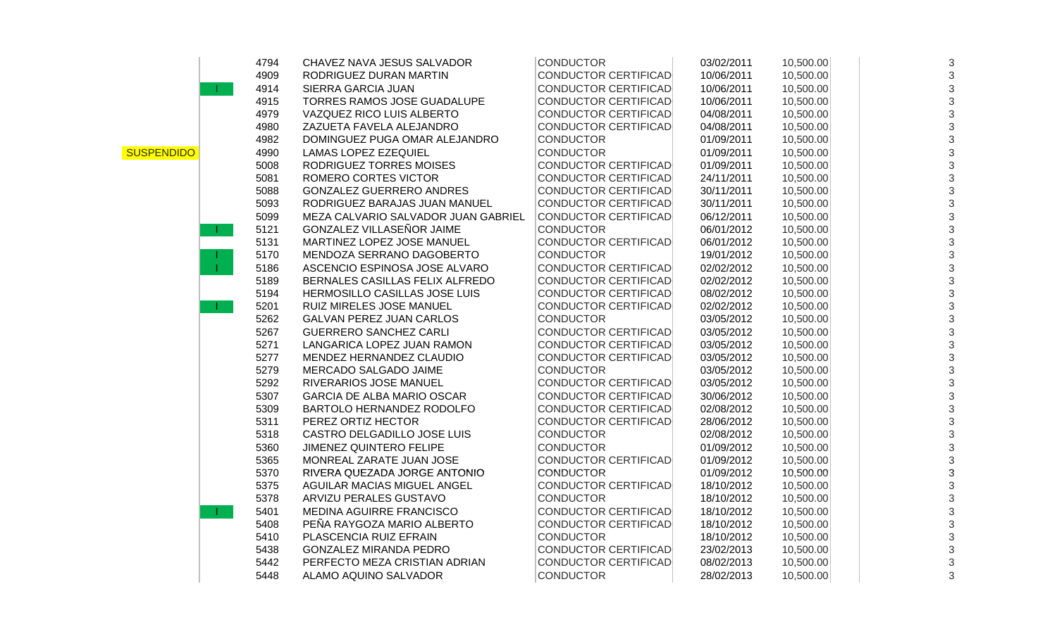| | | | | | | | |
|---|---|---|---|---|---|---|---|
| | | 4794 | CHAVEZ NAVA JESUS SALVADOR | CONDUCTOR | 03/02/2011 | 10,500.00 | 3 |
| | | 4909 | RODRIGUEZ DURAN MARTIN | CONDUCTOR CERTIFICAD | 10/06/2011 | 10,500.00 | 3 |
| | I | 4914 | SIERRA GARCIA JUAN | CONDUCTOR CERTIFICAD | 10/06/2011 | 10,500.00 | 3 |
| | | 4915 | TORRES RAMOS JOSE GUADALUPE | CONDUCTOR CERTIFICAD | 10/06/2011 | 10,500.00 | 3 |
| | | 4979 | VAZQUEZ RICO LUIS ALBERTO | CONDUCTOR CERTIFICAD | 04/08/2011 | 10,500.00 | 3 |
| | | 4980 | ZAZUETA FAVELA ALEJANDRO | CONDUCTOR CERTIFICAD | 04/08/2011 | 10,500.00 | 3 |
| | | 4982 | DOMINGUEZ PUGA OMAR ALEJANDRO | CONDUCTOR | 01/09/2011 | 10,500.00 | 3 |
| SUSPENDIDO | | 4990 | LAMAS LOPEZ EZEQUIEL | CONDUCTOR | 01/09/2011 | 10,500.00 | 3 |
| | | 5008 | RODRIGUEZ TORRES MOISES | CONDUCTOR CERTIFICAD | 01/09/2011 | 10,500.00 | 3 |
| | | 5081 | ROMERO CORTES VICTOR | CONDUCTOR CERTIFICAD | 24/11/2011 | 10,500.00 | 3 |
| | | 5088 | GONZALEZ GUERRERO ANDRES | CONDUCTOR CERTIFICAD | 30/11/2011 | 10,500.00 | 3 |
| | | 5093 | RODRIGUEZ BARAJAS JUAN MANUEL | CONDUCTOR CERTIFICAD | 30/11/2011 | 10,500.00 | 3 |
| | | 5099 | MEZA CALVARIO SALVADOR JUAN GABRIEL | CONDUCTOR CERTIFICAD | 06/12/2011 | 10,500.00 | 3 |
| | I | 5121 | GONZALEZ VILLASEÑOR JAIME | CONDUCTOR | 06/01/2012 | 10,500.00 | 3 |
| | | 5131 | MARTINEZ LOPEZ JOSE MANUEL | CONDUCTOR CERTIFICAD | 06/01/2012 | 10,500.00 | 3 |
| | I | 5170 | MENDOZA SERRANO DAGOBERTO | CONDUCTOR | 19/01/2012 | 10,500.00 | 3 |
| | I | 5186 | ASCENCIO ESPINOSA JOSE ALVARO | CONDUCTOR CERTIFICAD | 02/02/2012 | 10,500.00 | 3 |
| | | 5189 | BERNALES CASILLAS FELIX ALFREDO | CONDUCTOR CERTIFICAD | 02/02/2012 | 10,500.00 | 3 |
| | | 5194 | HERMOSILLO CASILLAS JOSE LUIS | CONDUCTOR CERTIFICAD | 08/02/2012 | 10,500.00 | 3 |
| | I | 5201 | RUIZ MIRELES JOSE MANUEL | CONDUCTOR CERTIFICAD | 02/02/2012 | 10,500.00 | 3 |
| | | 5262 | GALVAN PEREZ JUAN CARLOS | CONDUCTOR | 03/05/2012 | 10,500.00 | 3 |
| | | 5267 | GUERRERO SANCHEZ CARLI | CONDUCTOR CERTIFICAD | 03/05/2012 | 10,500.00 | 3 |
| | | 5271 | LANGARICA LOPEZ JUAN RAMON | CONDUCTOR CERTIFICAD | 03/05/2012 | 10,500.00 | 3 |
| | | 5277 | MENDEZ HERNANDEZ CLAUDIO | CONDUCTOR CERTIFICAD | 03/05/2012 | 10,500.00 | 3 |
| | | 5279 | MERCADO SALGADO JAIME | CONDUCTOR | 03/05/2012 | 10,500.00 | 3 |
| | | 5292 | RIVERARIOS JOSE MANUEL | CONDUCTOR CERTIFICAD | 03/05/2012 | 10,500.00 | 3 |
| | | 5307 | GARCIA DE ALBA MARIO OSCAR | CONDUCTOR CERTIFICAD | 30/06/2012 | 10,500.00 | 3 |
| | | 5309 | BARTOLO HERNANDEZ RODOLFO | CONDUCTOR CERTIFICAD | 02/08/2012 | 10,500.00 | 3 |
| | | 5311 | PEREZ ORTIZ HECTOR | CONDUCTOR CERTIFICAD | 28/06/2012 | 10,500.00 | 3 |
| | | 5318 | CASTRO DELGADILLO JOSE LUIS | CONDUCTOR | 02/08/2012 | 10,500.00 | 3 |
| | | 5360 | JIMENEZ QUINTERO FELIPE | CONDUCTOR | 01/09/2012 | 10,500.00 | 3 |
| | | 5365 | MONREAL ZARATE JUAN JOSE | CONDUCTOR CERTIFICAD | 01/09/2012 | 10,500.00 | 3 |
| | | 5370 | RIVERA QUEZADA JORGE ANTONIO | CONDUCTOR | 01/09/2012 | 10,500.00 | 3 |
| | | 5375 | AGUILAR MACIAS MIGUEL ANGEL | CONDUCTOR CERTIFICAD | 18/10/2012 | 10,500.00 | 3 |
| | | 5378 | ARVIZU PERALES GUSTAVO | CONDUCTOR | 18/10/2012 | 10,500.00 | 3 |
| | I | 5401 | MEDINA AGUIRRE FRANCISCO | CONDUCTOR CERTIFICAD | 18/10/2012 | 10,500.00 | 3 |
| | | 5408 | PEÑA RAYGOZA MARIO ALBERTO | CONDUCTOR CERTIFICAD | 18/10/2012 | 10,500.00 | 3 |
| | | 5410 | PLASCENCIA RUIZ EFRAIN | CONDUCTOR | 18/10/2012 | 10,500.00 | 3 |
| | | 5438 | GONZALEZ MIRANDA PEDRO | CONDUCTOR CERTIFICAD | 23/02/2013 | 10,500.00 | 3 |
| | | 5442 | PERFECTO MEZA CRISTIAN ADRIAN | CONDUCTOR CERTIFICAD | 08/02/2013 | 10,500.00 | 3 |
| | | 5448 | ALAMO AQUINO SALVADOR | CONDUCTOR | 28/02/2013 | 10,500.00 | 3 |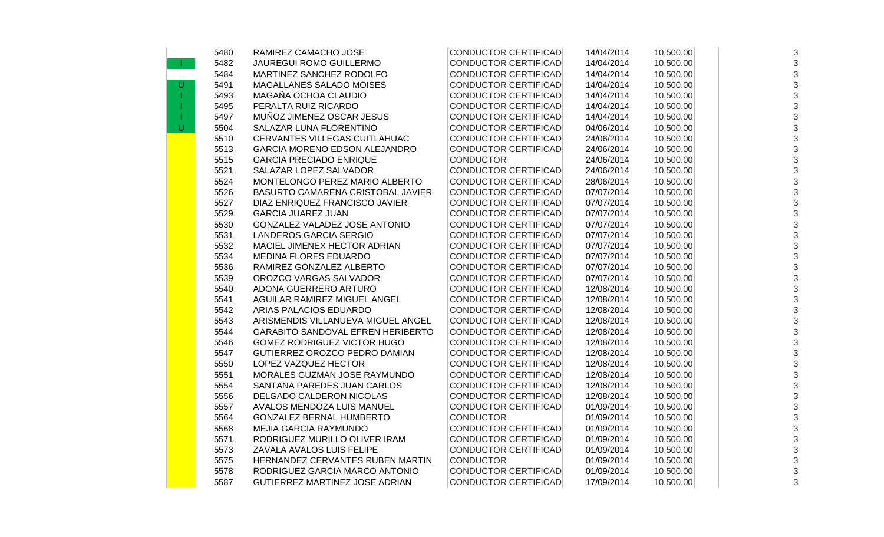| | | | | | | |
|---|---|---|---|---|---|---|
| | 5480 | RAMIREZ CAMACHO JOSE | CONDUCTOR CERTIFICAD | 14/04/2014 | 10,500.00 | 3 |
| i | 5482 | JAUREGUI ROMO GUILLERMO | CONDUCTOR CERTIFICAD | 14/04/2014 | 10,500.00 | 3 |
| | 5484 | MARTINEZ SANCHEZ RODOLFO | CONDUCTOR CERTIFICAD | 14/04/2014 | 10,500.00 | 3 |
| U | 5491 | MAGALLANES SALADO MOISES | CONDUCTOR CERTIFICAD | 14/04/2014 | 10,500.00 | 3 |
| I | 5493 | MAGAÑA OCHOA CLAUDIO | CONDUCTOR CERTIFICAD | 14/04/2014 | 10,500.00 | 3 |
| I | 5495 | PERALTA RUIZ RICARDO | CONDUCTOR CERTIFICAD | 14/04/2014 | 10,500.00 | 3 |
| I | 5497 | MUÑOZ JIMENEZ OSCAR JESUS | CONDUCTOR CERTIFICAD | 14/04/2014 | 10,500.00 | 3 |
| U | 5504 | SALAZAR LUNA FLORENTINO | CONDUCTOR CERTIFICAD | 04/06/2014 | 10,500.00 | 3 |
| | 5510 | CERVANTES VILLEGAS CUITLAHUAC | CONDUCTOR CERTIFICAD | 24/06/2014 | 10,500.00 | 3 |
| | 5513 | GARCIA MORENO EDSON ALEJANDRO | CONDUCTOR CERTIFICAD | 24/06/2014 | 10,500.00 | 3 |
| | 5515 | GARCIA PRECIADO ENRIQUE | CONDUCTOR | 24/06/2014 | 10,500.00 | 3 |
| | 5521 | SALAZAR LOPEZ SALVADOR | CONDUCTOR CERTIFICAD | 24/06/2014 | 10,500.00 | 3 |
| | 5524 | MONTELONGO PEREZ MARIO ALBERTO | CONDUCTOR CERTIFICAD | 28/06/2014 | 10,500.00 | 3 |
| | 5526 | BASURTO CAMARENA CRISTOBAL JAVIER | CONDUCTOR CERTIFICAD | 07/07/2014 | 10,500.00 | 3 |
| | 5527 | DIAZ ENRIQUEZ FRANCISCO JAVIER | CONDUCTOR CERTIFICAD | 07/07/2014 | 10,500.00 | 3 |
| | 5529 | GARCIA JUAREZ JUAN | CONDUCTOR CERTIFICAD | 07/07/2014 | 10,500.00 | 3 |
| | 5530 | GONZALEZ VALADEZ JOSE ANTONIO | CONDUCTOR CERTIFICAD | 07/07/2014 | 10,500.00 | 3 |
| | 5531 | LANDEROS GARCIA SERGIO | CONDUCTOR CERTIFICAD | 07/07/2014 | 10,500.00 | 3 |
| | 5532 | MACIEL JIMENEX HECTOR ADRIAN | CONDUCTOR CERTIFICAD | 07/07/2014 | 10,500.00 | 3 |
| | 5534 | MEDINA FLORES EDUARDO | CONDUCTOR CERTIFICAD | 07/07/2014 | 10,500.00 | 3 |
| | 5536 | RAMIREZ GONZALEZ ALBERTO | CONDUCTOR CERTIFICAD | 07/07/2014 | 10,500.00 | 3 |
| | 5539 | OROZCO VARGAS SALVADOR | CONDUCTOR CERTIFICAD | 07/07/2014 | 10,500.00 | 3 |
| | 5540 | ADONA GUERRERO ARTURO | CONDUCTOR CERTIFICAD | 12/08/2014 | 10,500.00 | 3 |
| | 5541 | AGUILAR RAMIREZ MIGUEL ANGEL | CONDUCTOR CERTIFICAD | 12/08/2014 | 10,500.00 | 3 |
| | 5542 | ARIAS PALACIOS EDUARDO | CONDUCTOR CERTIFICAD | 12/08/2014 | 10,500.00 | 3 |
| | 5543 | ARISMENDIS VILLANUEVA MIGUEL ANGEL | CONDUCTOR CERTIFICAD | 12/08/2014 | 10,500.00 | 3 |
| | 5544 | GARABITO SANDOVAL EFREN HERIBERTO | CONDUCTOR CERTIFICAD | 12/08/2014 | 10,500.00 | 3 |
| | 5546 | GOMEZ RODRIGUEZ VICTOR HUGO | CONDUCTOR CERTIFICAD | 12/08/2014 | 10,500.00 | 3 |
| | 5547 | GUTIERREZ OROZCO PEDRO DAMIAN | CONDUCTOR CERTIFICAD | 12/08/2014 | 10,500.00 | 3 |
| | 5550 | LOPEZ VAZQUEZ HECTOR | CONDUCTOR CERTIFICAD | 12/08/2014 | 10,500.00 | 3 |
| | 5551 | MORALES GUZMAN JOSE RAYMUNDO | CONDUCTOR CERTIFICAD | 12/08/2014 | 10,500.00 | 3 |
| | 5554 | SANTANA PAREDES JUAN CARLOS | CONDUCTOR CERTIFICAD | 12/08/2014 | 10,500.00 | 3 |
| | 5556 | DELGADO CALDERON NICOLAS | CONDUCTOR CERTIFICAD | 12/08/2014 | 10,500.00 | 3 |
| | 5557 | AVALOS MENDOZA LUIS MANUEL | CONDUCTOR CERTIFICAD | 01/09/2014 | 10,500.00 | 3 |
| | 5564 | GONZALEZ BERNAL HUMBERTO | CONDUCTOR | 01/09/2014 | 10,500.00 | 3 |
| | 5568 | MEJIA GARCIA RAYMUNDO | CONDUCTOR CERTIFICAD | 01/09/2014 | 10,500.00 | 3 |
| | 5571 | RODRIGUEZ MURILLO OLIVER IRAM | CONDUCTOR CERTIFICAD | 01/09/2014 | 10,500.00 | 3 |
| | 5573 | ZAVALA AVALOS LUIS FELIPE | CONDUCTOR CERTIFICAD | 01/09/2014 | 10,500.00 | 3 |
| | 5575 | HERNANDEZ CERVANTES RUBEN MARTIN | CONDUCTOR | 01/09/2014 | 10,500.00 | 3 |
| | 5578 | RODRIGUEZ GARCIA MARCO ANTONIO | CONDUCTOR CERTIFICAD | 01/09/2014 | 10,500.00 | 3 |
| | 5587 | GUTIERREZ MARTINEZ JOSE ADRIAN | CONDUCTOR CERTIFICAD | 17/09/2014 | 10,500.00 | 3 |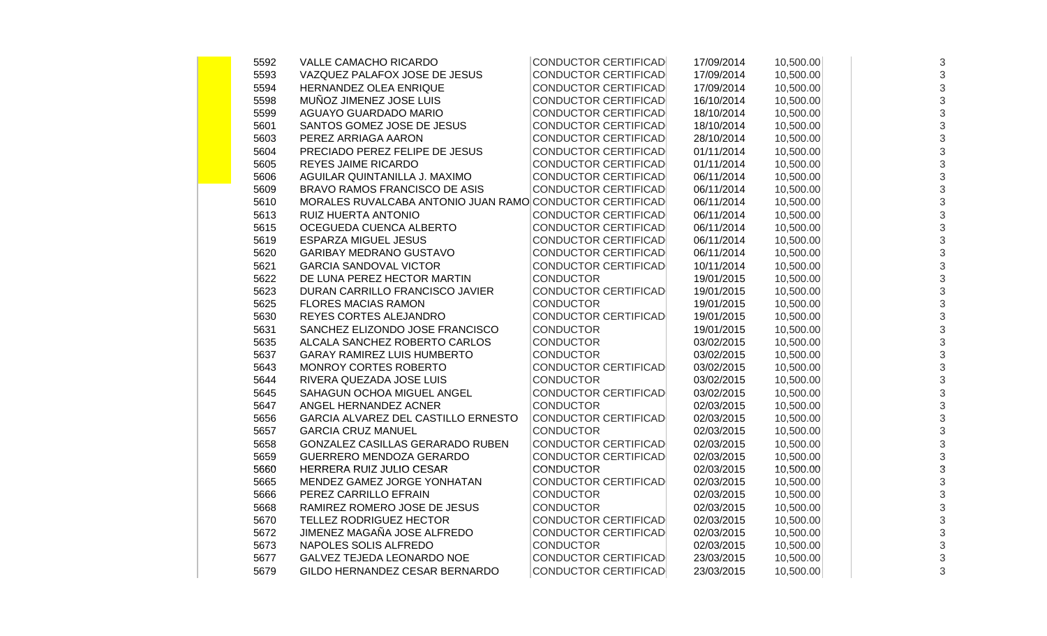| | | | | | | |
|---|---|---|---|---|---|---|
| 5592 | VALLE CAMACHO RICARDO | CONDUCTOR CERTIFICAD | 17/09/2014 | 10,500.00 | | 3 |
| 5593 | VAZQUEZ PALAFOX JOSE DE JESUS | CONDUCTOR CERTIFICAD | 17/09/2014 | 10,500.00 | | 3 |
| 5594 | HERNANDEZ OLEA ENRIQUE | CONDUCTOR CERTIFICAD | 17/09/2014 | 10,500.00 | | 3 |
| 5598 | MUÑOZ JIMENEZ JOSE LUIS | CONDUCTOR CERTIFICAD | 16/10/2014 | 10,500.00 | | 3 |
| 5599 | AGUAYO GUARDADO MARIO | CONDUCTOR CERTIFICAD | 18/10/2014 | 10,500.00 | | 3 |
| 5601 | SANTOS GOMEZ JOSE DE JESUS | CONDUCTOR CERTIFICAD | 18/10/2014 | 10,500.00 | | 3 |
| 5603 | PEREZ ARRIAGA AARON | CONDUCTOR CERTIFICAD | 28/10/2014 | 10,500.00 | | 3 |
| 5604 | PRECIADO PEREZ FELIPE DE JESUS | CONDUCTOR CERTIFICAD | 01/11/2014 | 10,500.00 | | 3 |
| 5605 | REYES JAIME RICARDO | CONDUCTOR CERTIFICAD | 01/11/2014 | 10,500.00 | | 3 |
| 5606 | AGUILAR QUINTANILLA J. MAXIMO | CONDUCTOR CERTIFICAD | 06/11/2014 | 10,500.00 | | 3 |
| 5609 | BRAVO RAMOS FRANCISCO DE ASIS | CONDUCTOR CERTIFICAD | 06/11/2014 | 10,500.00 | | 3 |
| 5610 | MORALES RUVALCABA ANTONIO JUAN RAMO | CONDUCTOR CERTIFICAD | 06/11/2014 | 10,500.00 | | 3 |
| 5613 | RUIZ HUERTA ANTONIO | CONDUCTOR CERTIFICAD | 06/11/2014 | 10,500.00 | | 3 |
| 5615 | OCEGUEDA CUENCA ALBERTO | CONDUCTOR CERTIFICAD | 06/11/2014 | 10,500.00 | | 3 |
| 5619 | ESPARZA MIGUEL JESUS | CONDUCTOR CERTIFICAD | 06/11/2014 | 10,500.00 | | 3 |
| 5620 | GARIBAY MEDRANO GUSTAVO | CONDUCTOR CERTIFICAD | 06/11/2014 | 10,500.00 | | 3 |
| 5621 | GARCIA SANDOVAL VICTOR | CONDUCTOR CERTIFICAD | 10/11/2014 | 10,500.00 | | 3 |
| 5622 | DE LUNA PEREZ HECTOR MARTIN | CONDUCTOR | 19/01/2015 | 10,500.00 | | 3 |
| 5623 | DURAN CARRILLO FRANCISCO JAVIER | CONDUCTOR CERTIFICAD | 19/01/2015 | 10,500.00 | | 3 |
| 5625 | FLORES MACIAS RAMON | CONDUCTOR | 19/01/2015 | 10,500.00 | | 3 |
| 5630 | REYES CORTES ALEJANDRO | CONDUCTOR CERTIFICAD | 19/01/2015 | 10,500.00 | | 3 |
| 5631 | SANCHEZ ELIZONDO JOSE FRANCISCO | CONDUCTOR | 19/01/2015 | 10,500.00 | | 3 |
| 5635 | ALCALA SANCHEZ ROBERTO CARLOS | CONDUCTOR | 03/02/2015 | 10,500.00 | | 3 |
| 5637 | GARAY RAMIREZ LUIS HUMBERTO | CONDUCTOR | 03/02/2015 | 10,500.00 | | 3 |
| 5643 | MONROY CORTES ROBERTO | CONDUCTOR CERTIFICAD | 03/02/2015 | 10,500.00 | | 3 |
| 5644 | RIVERA QUEZADA JOSE LUIS | CONDUCTOR | 03/02/2015 | 10,500.00 | | 3 |
| 5645 | SAHAGUN OCHOA MIGUEL ANGEL | CONDUCTOR CERTIFICAD | 03/02/2015 | 10,500.00 | | 3 |
| 5647 | ANGEL HERNANDEZ ACNER | CONDUCTOR | 02/03/2015 | 10,500.00 | | 3 |
| 5656 | GARCIA ALVAREZ DEL CASTILLO ERNESTO | CONDUCTOR CERTIFICAD | 02/03/2015 | 10,500.00 | | 3 |
| 5657 | GARCIA CRUZ MANUEL | CONDUCTOR | 02/03/2015 | 10,500.00 | | 3 |
| 5658 | GONZALEZ CASILLAS GERARADO RUBEN | CONDUCTOR CERTIFICAD | 02/03/2015 | 10,500.00 | | 3 |
| 5659 | GUERRERO MENDOZA GERARDO | CONDUCTOR CERTIFICAD | 02/03/2015 | 10,500.00 | | 3 |
| 5660 | HERRERA RUIZ JULIO CESAR | CONDUCTOR | 02/03/2015 | 10,500.00 | | 3 |
| 5665 | MENDEZ GAMEZ JORGE YONHATAN | CONDUCTOR CERTIFICAD | 02/03/2015 | 10,500.00 | | 3 |
| 5666 | PEREZ CARRILLO EFRAIN | CONDUCTOR | 02/03/2015 | 10,500.00 | | 3 |
| 5668 | RAMIREZ ROMERO JOSE DE JESUS | CONDUCTOR | 02/03/2015 | 10,500.00 | | 3 |
| 5670 | TELLEZ RODRIGUEZ HECTOR | CONDUCTOR CERTIFICAD | 02/03/2015 | 10,500.00 | | 3 |
| 5672 | JIMENEZ MAGAÑA JOSE ALFREDO | CONDUCTOR CERTIFICAD | 02/03/2015 | 10,500.00 | | 3 |
| 5673 | NAPOLES SOLIS ALFREDO | CONDUCTOR | 02/03/2015 | 10,500.00 | | 3 |
| 5677 | GALVEZ TEJEDA LEONARDO NOE | CONDUCTOR CERTIFICAD | 23/03/2015 | 10,500.00 | | 3 |
| 5679 | GILDO HERNANDEZ CESAR BERNARDO | CONDUCTOR CERTIFICAD | 23/03/2015 | 10,500.00 | | 3 |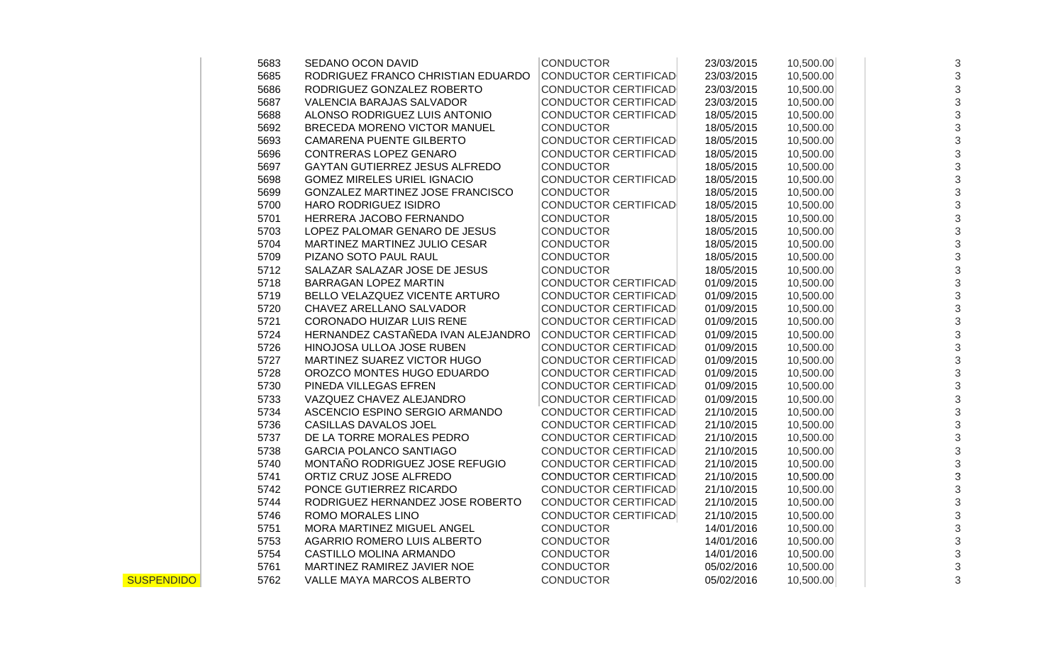| | | | | | | |
|---|---|---|---|---|---|---|
| | 5683 | SEDANO OCON DAVID | CONDUCTOR | 23/03/2015 | 10,500.00 | 3 |
| | 5685 | RODRIGUEZ FRANCO CHRISTIAN EDUARDO | CONDUCTOR CERTIFICAD | 23/03/2015 | 10,500.00 | 3 |
| | 5686 | RODRIGUEZ GONZALEZ ROBERTO | CONDUCTOR CERTIFICAD | 23/03/2015 | 10,500.00 | 3 |
| | 5687 | VALENCIA BARAJAS SALVADOR | CONDUCTOR CERTIFICAD | 23/03/2015 | 10,500.00 | 3 |
| | 5688 | ALONSO RODRIGUEZ LUIS ANTONIO | CONDUCTOR CERTIFICAD | 18/05/2015 | 10,500.00 | 3 |
| | 5692 | BRECEDA MORENO VICTOR MANUEL | CONDUCTOR | 18/05/2015 | 10,500.00 | 3 |
| | 5693 | CAMARENA PUENTE GILBERTO | CONDUCTOR CERTIFICAD | 18/05/2015 | 10,500.00 | 3 |
| | 5696 | CONTRERAS LOPEZ GENARO | CONDUCTOR CERTIFICAD | 18/05/2015 | 10,500.00 | 3 |
| | 5697 | GAYTAN GUTIERREZ JESUS ALFREDO | CONDUCTOR | 18/05/2015 | 10,500.00 | 3 |
| | 5698 | GOMEZ MIRELES URIEL IGNACIO | CONDUCTOR CERTIFICAD | 18/05/2015 | 10,500.00 | 3 |
| | 5699 | GONZALEZ MARTINEZ JOSE FRANCISCO | CONDUCTOR | 18/05/2015 | 10,500.00 | 3 |
| | 5700 | HARO RODRIGUEZ ISIDRO | CONDUCTOR CERTIFICAD | 18/05/2015 | 10,500.00 | 3 |
| | 5701 | HERRERA JACOBO FERNANDO | CONDUCTOR | 18/05/2015 | 10,500.00 | 3 |
| | 5703 | LOPEZ PALOMAR GENARO DE JESUS | CONDUCTOR | 18/05/2015 | 10,500.00 | 3 |
| | 5704 | MARTINEZ MARTINEZ JULIO CESAR | CONDUCTOR | 18/05/2015 | 10,500.00 | 3 |
| | 5709 | PIZANO SOTO PAUL RAUL | CONDUCTOR | 18/05/2015 | 10,500.00 | 3 |
| | 5712 | SALAZAR SALAZAR JOSE DE JESUS | CONDUCTOR | 18/05/2015 | 10,500.00 | 3 |
| | 5718 | BARRAGAN LOPEZ MARTIN | CONDUCTOR CERTIFICAD | 01/09/2015 | 10,500.00 | 3 |
| | 5719 | BELLO VELAZQUEZ VICENTE ARTURO | CONDUCTOR CERTIFICAD | 01/09/2015 | 10,500.00 | 3 |
| | 5720 | CHAVEZ ARELLANO SALVADOR | CONDUCTOR CERTIFICAD | 01/09/2015 | 10,500.00 | 3 |
| | 5721 | CORONADO HUIZAR LUIS RENE | CONDUCTOR CERTIFICAD | 01/09/2015 | 10,500.00 | 3 |
| | 5724 | HERNANDEZ CASTAÑEDA IVAN ALEJANDRO | CONDUCTOR CERTIFICAD | 01/09/2015 | 10,500.00 | 3 |
| | 5726 | HINOJOSA ULLOA JOSE RUBEN | CONDUCTOR CERTIFICAD | 01/09/2015 | 10,500.00 | 3 |
| | 5727 | MARTINEZ SUAREZ VICTOR HUGO | CONDUCTOR CERTIFICAD | 01/09/2015 | 10,500.00 | 3 |
| | 5728 | OROZCO MONTES HUGO EDUARDO | CONDUCTOR CERTIFICAD | 01/09/2015 | 10,500.00 | 3 |
| | 5730 | PINEDA VILLEGAS EFREN | CONDUCTOR CERTIFICAD | 01/09/2015 | 10,500.00 | 3 |
| | 5733 | VAZQUEZ CHAVEZ ALEJANDRO | CONDUCTOR CERTIFICAD | 01/09/2015 | 10,500.00 | 3 |
| | 5734 | ASCENCIO ESPINO SERGIO ARMANDO | CONDUCTOR CERTIFICAD | 21/10/2015 | 10,500.00 | 3 |
| | 5736 | CASILLAS DAVALOS JOEL | CONDUCTOR CERTIFICAD | 21/10/2015 | 10,500.00 | 3 |
| | 5737 | DE LA TORRE MORALES PEDRO | CONDUCTOR CERTIFICAD | 21/10/2015 | 10,500.00 | 3 |
| | 5738 | GARCIA POLANCO SANTIAGO | CONDUCTOR CERTIFICAD | 21/10/2015 | 10,500.00 | 3 |
| | 5740 | MONTAÑO RODRIGUEZ JOSE REFUGIO | CONDUCTOR CERTIFICAD | 21/10/2015 | 10,500.00 | 3 |
| | 5741 | ORTIZ CRUZ JOSE ALFREDO | CONDUCTOR CERTIFICAD | 21/10/2015 | 10,500.00 | 3 |
| | 5742 | PONCE GUTIERREZ RICARDO | CONDUCTOR CERTIFICAD | 21/10/2015 | 10,500.00 | 3 |
| | 5744 | RODRIGUEZ HERNANDEZ JOSE ROBERTO | CONDUCTOR CERTIFICAD | 21/10/2015 | 10,500.00 | 3 |
| | 5746 | ROMO MORALES LINO | CONDUCTOR CERTIFICAD | 21/10/2015 | 10,500.00 | 3 |
| | 5751 | MORA MARTINEZ MIGUEL ANGEL | CONDUCTOR | 14/01/2016 | 10,500.00 | 3 |
| | 5753 | AGARRIO ROMERO LUIS ALBERTO | CONDUCTOR | 14/01/2016 | 10,500.00 | 3 |
| | 5754 | CASTILLO MOLINA ARMANDO | CONDUCTOR | 14/01/2016 | 10,500.00 | 3 |
| | 5761 | MARTINEZ RAMIREZ JAVIER NOE | CONDUCTOR | 05/02/2016 | 10,500.00 | 3 |
| SUSPENDIDO | 5762 | VALLE MAYA MARCOS ALBERTO | CONDUCTOR | 05/02/2016 | 10,500.00 | 3 |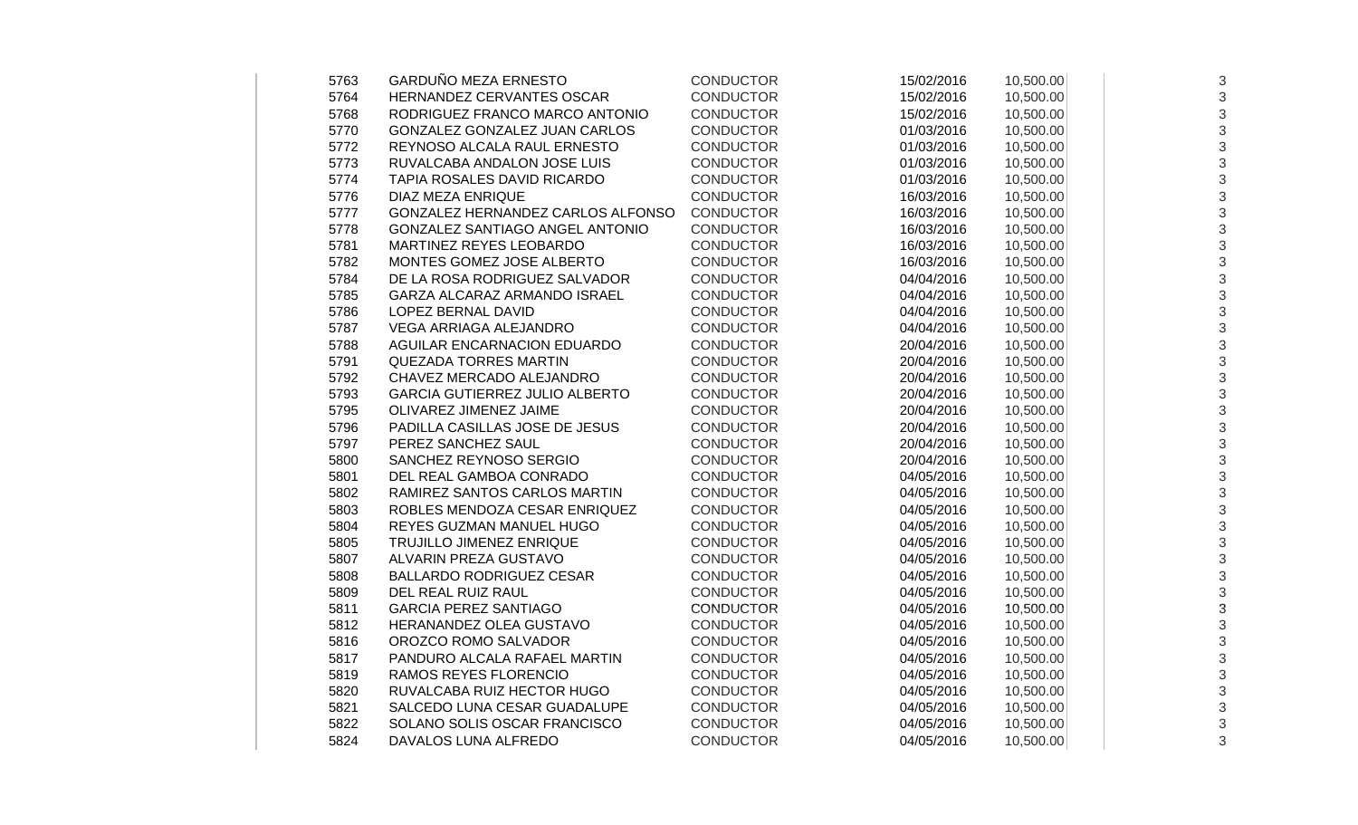| | | | | | |
|---|---|---|---|---|---|
| 5763 | GARDUÑO MEZA ERNESTO | CONDUCTOR | 15/02/2016 | 10,500.00 | 3 |
| 5764 | HERNANDEZ CERVANTES OSCAR | CONDUCTOR | 15/02/2016 | 10,500.00 | 3 |
| 5768 | RODRIGUEZ FRANCO MARCO ANTONIO | CONDUCTOR | 15/02/2016 | 10,500.00 | 3 |
| 5770 | GONZALEZ GONZALEZ JUAN CARLOS | CONDUCTOR | 01/03/2016 | 10,500.00 | 3 |
| 5772 | REYNOSO ALCALA RAUL ERNESTO | CONDUCTOR | 01/03/2016 | 10,500.00 | 3 |
| 5773 | RUVALCABA ANDALON JOSE LUIS | CONDUCTOR | 01/03/2016 | 10,500.00 | 3 |
| 5774 | TAPIA ROSALES DAVID RICARDO | CONDUCTOR | 01/03/2016 | 10,500.00 | 3 |
| 5776 | DIAZ MEZA ENRIQUE | CONDUCTOR | 16/03/2016 | 10,500.00 | 3 |
| 5777 | GONZALEZ HERNANDEZ CARLOS ALFONSO | CONDUCTOR | 16/03/2016 | 10,500.00 | 3 |
| 5778 | GONZALEZ SANTIAGO ANGEL ANTONIO | CONDUCTOR | 16/03/2016 | 10,500.00 | 3 |
| 5781 | MARTINEZ REYES LEOBARDO | CONDUCTOR | 16/03/2016 | 10,500.00 | 3 |
| 5782 | MONTES GOMEZ JOSE ALBERTO | CONDUCTOR | 16/03/2016 | 10,500.00 | 3 |
| 5784 | DE LA ROSA RODRIGUEZ SALVADOR | CONDUCTOR | 04/04/2016 | 10,500.00 | 3 |
| 5785 | GARZA ALCARAZ ARMANDO ISRAEL | CONDUCTOR | 04/04/2016 | 10,500.00 | 3 |
| 5786 | LOPEZ BERNAL DAVID | CONDUCTOR | 04/04/2016 | 10,500.00 | 3 |
| 5787 | VEGA ARRIAGA ALEJANDRO | CONDUCTOR | 04/04/2016 | 10,500.00 | 3 |
| 5788 | AGUILAR ENCARNACION EDUARDO | CONDUCTOR | 20/04/2016 | 10,500.00 | 3 |
| 5791 | QUEZADA TORRES MARTIN | CONDUCTOR | 20/04/2016 | 10,500.00 | 3 |
| 5792 | CHAVEZ MERCADO ALEJANDRO | CONDUCTOR | 20/04/2016 | 10,500.00 | 3 |
| 5793 | GARCIA GUTIERREZ JULIO ALBERTO | CONDUCTOR | 20/04/2016 | 10,500.00 | 3 |
| 5795 | OLIVAREZ JIMENEZ JAIME | CONDUCTOR | 20/04/2016 | 10,500.00 | 3 |
| 5796 | PADILLA CASILLAS JOSE DE JESUS | CONDUCTOR | 20/04/2016 | 10,500.00 | 3 |
| 5797 | PEREZ SANCHEZ SAUL | CONDUCTOR | 20/04/2016 | 10,500.00 | 3 |
| 5800 | SANCHEZ REYNOSO SERGIO | CONDUCTOR | 20/04/2016 | 10,500.00 | 3 |
| 5801 | DEL REAL GAMBOA CONRADO | CONDUCTOR | 04/05/2016 | 10,500.00 | 3 |
| 5802 | RAMIREZ SANTOS CARLOS MARTIN | CONDUCTOR | 04/05/2016 | 10,500.00 | 3 |
| 5803 | ROBLES MENDOZA CESAR ENRIQUEZ | CONDUCTOR | 04/05/2016 | 10,500.00 | 3 |
| 5804 | REYES GUZMAN MANUEL HUGO | CONDUCTOR | 04/05/2016 | 10,500.00 | 3 |
| 5805 | TRUJILLO JIMENEZ ENRIQUE | CONDUCTOR | 04/05/2016 | 10,500.00 | 3 |
| 5807 | ALVARIN PREZA GUSTAVO | CONDUCTOR | 04/05/2016 | 10,500.00 | 3 |
| 5808 | BALLARDO RODRIGUEZ CESAR | CONDUCTOR | 04/05/2016 | 10,500.00 | 3 |
| 5809 | DEL REAL RUIZ RAUL | CONDUCTOR | 04/05/2016 | 10,500.00 | 3 |
| 5811 | GARCIA PEREZ SANTIAGO | CONDUCTOR | 04/05/2016 | 10,500.00 | 3 |
| 5812 | HERANANDEZ OLEA GUSTAVO | CONDUCTOR | 04/05/2016 | 10,500.00 | 3 |
| 5816 | OROZCO ROMO SALVADOR | CONDUCTOR | 04/05/2016 | 10,500.00 | 3 |
| 5817 | PANDURO ALCALA RAFAEL MARTIN | CONDUCTOR | 04/05/2016 | 10,500.00 | 3 |
| 5819 | RAMOS REYES FLORENCIO | CONDUCTOR | 04/05/2016 | 10,500.00 | 3 |
| 5820 | RUVALCABA RUIZ HECTOR HUGO | CONDUCTOR | 04/05/2016 | 10,500.00 | 3 |
| 5821 | SALCEDO LUNA CESAR GUADALUPE | CONDUCTOR | 04/05/2016 | 10,500.00 | 3 |
| 5822 | SOLANO SOLIS OSCAR FRANCISCO | CONDUCTOR | 04/05/2016 | 10,500.00 | 3 |
| 5824 | DAVALOS LUNA ALFREDO | CONDUCTOR | 04/05/2016 | 10,500.00 | 3 |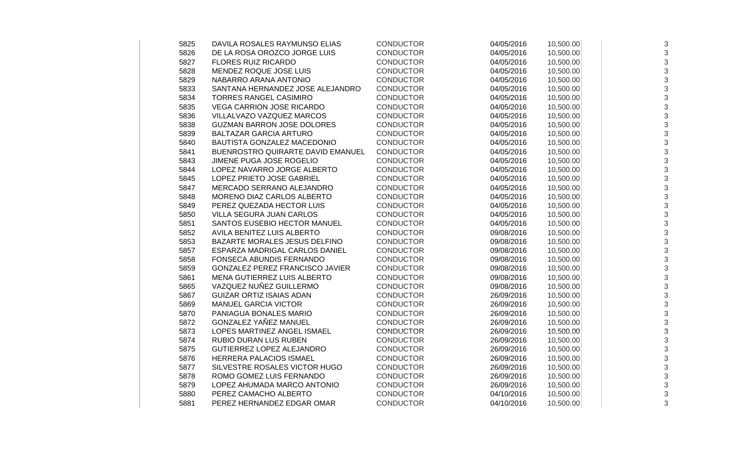| | | | | | |
|---|---|---|---|---|---|
| 5825 | DAVILA ROSALES RAYMUNSO ELIAS | CONDUCTOR | 04/05/2016 | 10,500.00 | 3 |
| 5826 | DE LA ROSA OROZCO JORGE LUIS | CONDUCTOR | 04/05/2016 | 10,500.00 | 3 |
| 5827 | FLORES RUIZ RICARDO | CONDUCTOR | 04/05/2016 | 10,500.00 | 3 |
| 5828 | MENDEZ ROQUE JOSE LUIS | CONDUCTOR | 04/05/2016 | 10,500.00 | 3 |
| 5829 | NABARRO ARANA ANTONIO | CONDUCTOR | 04/05/2016 | 10,500.00 | 3 |
| 5833 | SANTANA HERNANDEZ JOSE ALEJANDRO | CONDUCTOR | 04/05/2016 | 10,500.00 | 3 |
| 5834 | TORRES RANGEL CASIMIRO | CONDUCTOR | 04/05/2016 | 10,500.00 | 3 |
| 5835 | VEGA CARRION JOSE RICARDO | CONDUCTOR | 04/05/2016 | 10,500.00 | 3 |
| 5836 | VILLALVAZO VAZQUEZ MARCOS | CONDUCTOR | 04/05/2016 | 10,500.00 | 3 |
| 5838 | GUZMAN BARRON JOSE DOLORES | CONDUCTOR | 04/05/2016 | 10,500.00 | 3 |
| 5839 | BALTAZAR GARCIA ARTURO | CONDUCTOR | 04/05/2016 | 10,500.00 | 3 |
| 5840 | BAUTISTA GONZALEZ MACEDONIO | CONDUCTOR | 04/05/2016 | 10,500.00 | 3 |
| 5841 | BUENROSTRO QUIRARTE DAVID EMANUEL | CONDUCTOR | 04/05/2016 | 10,500.00 | 3 |
| 5843 | JIMENE PUGA JOSE ROGELIO | CONDUCTOR | 04/05/2016 | 10,500.00 | 3 |
| 5844 | LOPEZ NAVARRO JORGE ALBERTO | CONDUCTOR | 04/05/2016 | 10,500.00 | 3 |
| 5845 | LOPEZ PRIETO JOSE GABRIEL | CONDUCTOR | 04/05/2016 | 10,500.00 | 3 |
| 5847 | MERCADO SERRANO ALEJANDRO | CONDUCTOR | 04/05/2016 | 10,500.00 | 3 |
| 5848 | MORENO DIAZ CARLOS ALBERTO | CONDUCTOR | 04/05/2016 | 10,500.00 | 3 |
| 5849 | PEREZ QUEZADA HECTOR LUIS | CONDUCTOR | 04/05/2016 | 10,500.00 | 3 |
| 5850 | VILLA SEGURA JUAN CARLOS | CONDUCTOR | 04/05/2016 | 10,500.00 | 3 |
| 5851 | SANTOS EUSEBIO HECTOR MANUEL | CONDUCTOR | 04/05/2016 | 10,500.00 | 3 |
| 5852 | AVILA BENITEZ LUIS ALBERTO | CONDUCTOR | 09/08/2016 | 10,500.00 | 3 |
| 5853 | BAZARTE MORALES JESUS DELFINO | CONDUCTOR | 09/08/2016 | 10,500.00 | 3 |
| 5857 | ESPARZA MADRIGAL CARLOS DANIEL | CONDUCTOR | 09/08/2016 | 10,500.00 | 3 |
| 5858 | FONSECA ABUNDIS FERNANDO | CONDUCTOR | 09/08/2016 | 10,500.00 | 3 |
| 5859 | GONZALEZ PEREZ FRANCISCO JAVIER | CONDUCTOR | 09/08/2016 | 10,500.00 | 3 |
| 5861 | MENA GUTIERREZ LUIS ALBERTO | CONDUCTOR | 09/08/2016 | 10,500.00 | 3 |
| 5865 | VAZQUEZ NUÑEZ GUILLERMO | CONDUCTOR | 09/08/2016 | 10,500.00 | 3 |
| 5867 | GUIZAR ORTIZ ISAIAS ADAN | CONDUCTOR | 26/09/2016 | 10,500.00 | 3 |
| 5869 | MANUEL GARCIA VICTOR | CONDUCTOR | 26/09/2016 | 10,500.00 | 3 |
| 5870 | PANIAGUA BONALES MARIO | CONDUCTOR | 26/09/2016 | 10,500.00 | 3 |
| 5872 | GONZALEZ YAÑEZ MANUEL | CONDUCTOR | 26/09/2016 | 10,500.00 | 3 |
| 5873 | LOPES MARTINEZ ANGEL ISMAEL | CONDUCTOR | 26/09/2016 | 10,500.00 | 3 |
| 5874 | RUBIO DURAN LUS RUBEN | CONDUCTOR | 26/09/2016 | 10,500.00 | 3 |
| 5875 | GUTIERREZ LOPEZ ALEJANDRO | CONDUCTOR | 26/09/2016 | 10,500.00 | 3 |
| 5876 | HERRERA PALACIOS ISMAEL | CONDUCTOR | 26/09/2016 | 10,500.00 | 3 |
| 5877 | SILVESTRE ROSALES VICTOR HUGO | CONDUCTOR | 26/09/2016 | 10,500.00 | 3 |
| 5878 | ROMO GOMEZ LUIS FERNANDO | CONDUCTOR | 26/09/2016 | 10,500.00 | 3 |
| 5879 | LOPEZ AHUMADA MARCO ANTONIO | CONDUCTOR | 26/09/2016 | 10,500.00 | 3 |
| 5880 | PEREZ CAMACHO ALBERTO | CONDUCTOR | 04/10/2016 | 10,500.00 | 3 |
| 5881 | PEREZ HERNANDEZ EDGAR OMAR | CONDUCTOR | 04/10/2016 | 10,500.00 | 3 |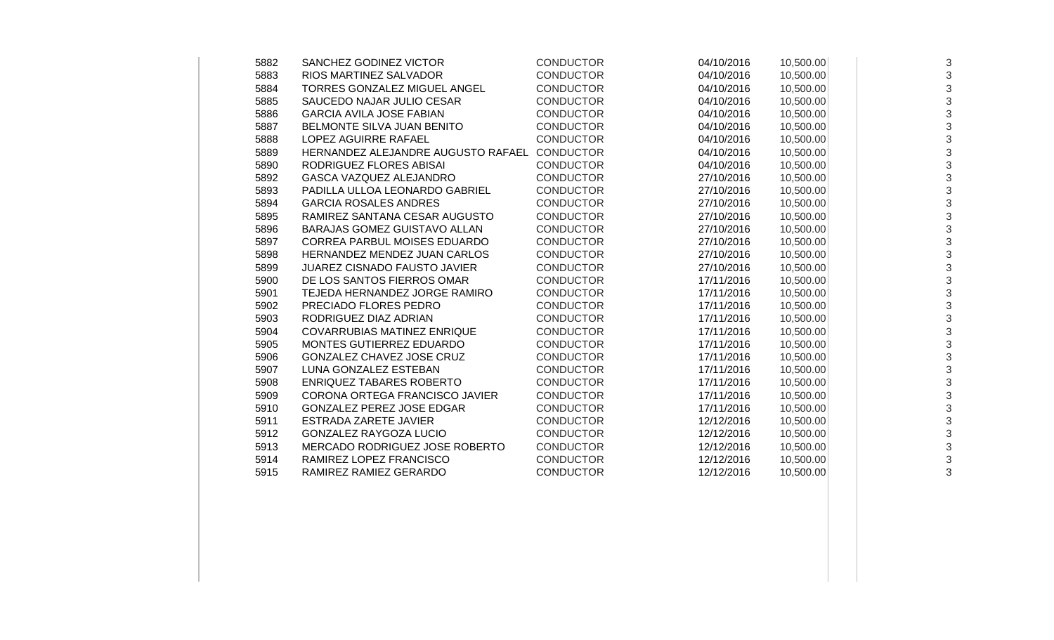| | | | | | | |
|---|---|---|---|---|---|---|
| 5882 | SANCHEZ GODINEZ VICTOR | CONDUCTOR | 04/10/2016 | 10,500.00 | | 3 |
| 5883 | RIOS MARTINEZ SALVADOR | CONDUCTOR | 04/10/2016 | 10,500.00 | | 3 |
| 5884 | TORRES GONZALEZ MIGUEL ANGEL | CONDUCTOR | 04/10/2016 | 10,500.00 | | 3 |
| 5885 | SAUCEDO NAJAR JULIO CESAR | CONDUCTOR | 04/10/2016 | 10,500.00 | | 3 |
| 5886 | GARCIA AVILA JOSE FABIAN | CONDUCTOR | 04/10/2016 | 10,500.00 | | 3 |
| 5887 | BELMONTE SILVA JUAN BENITO | CONDUCTOR | 04/10/2016 | 10,500.00 | | 3 |
| 5888 | LOPEZ AGUIRRE RAFAEL | CONDUCTOR | 04/10/2016 | 10,500.00 | | 3 |
| 5889 | HERNANDEZ ALEJANDRE AUGUSTO RAFAEL | CONDUCTOR | 04/10/2016 | 10,500.00 | | 3 |
| 5890 | RODRIGUEZ FLORES ABISAI | CONDUCTOR | 04/10/2016 | 10,500.00 | | 3 |
| 5892 | GASCA VAZQUEZ ALEJANDRO | CONDUCTOR | 27/10/2016 | 10,500.00 | | 3 |
| 5893 | PADILLA ULLOA LEONARDO GABRIEL | CONDUCTOR | 27/10/2016 | 10,500.00 | | 3 |
| 5894 | GARCIA ROSALES ANDRES | CONDUCTOR | 27/10/2016 | 10,500.00 | | 3 |
| 5895 | RAMIREZ SANTANA CESAR AUGUSTO | CONDUCTOR | 27/10/2016 | 10,500.00 | | 3 |
| 5896 | BARAJAS GOMEZ GUISTAVO ALLAN | CONDUCTOR | 27/10/2016 | 10,500.00 | | 3 |
| 5897 | CORREA PARBUL MOISES EDUARDO | CONDUCTOR | 27/10/2016 | 10,500.00 | | 3 |
| 5898 | HERNANDEZ MENDEZ JUAN CARLOS | CONDUCTOR | 27/10/2016 | 10,500.00 | | 3 |
| 5899 | JUAREZ CISNADO FAUSTO JAVIER | CONDUCTOR | 27/10/2016 | 10,500.00 | | 3 |
| 5900 | DE LOS SANTOS FIERROS OMAR | CONDUCTOR | 17/11/2016 | 10,500.00 | | 3 |
| 5901 | TEJEDA HERNANDEZ JORGE RAMIRO | CONDUCTOR | 17/11/2016 | 10,500.00 | | 3 |
| 5902 | PRECIADO FLORES PEDRO | CONDUCTOR | 17/11/2016 | 10,500.00 | | 3 |
| 5903 | RODRIGUEZ DIAZ ADRIAN | CONDUCTOR | 17/11/2016 | 10,500.00 | | 3 |
| 5904 | COVARRUBIAS MATINEZ ENRIQUE | CONDUCTOR | 17/11/2016 | 10,500.00 | | 3 |
| 5905 | MONTES GUTIERREZ EDUARDO | CONDUCTOR | 17/11/2016 | 10,500.00 | | 3 |
| 5906 | GONZALEZ CHAVEZ JOSE CRUZ | CONDUCTOR | 17/11/2016 | 10,500.00 | | 3 |
| 5907 | LUNA GONZALEZ ESTEBAN | CONDUCTOR | 17/11/2016 | 10,500.00 | | 3 |
| 5908 | ENRIQUEZ TABARES ROBERTO | CONDUCTOR | 17/11/2016 | 10,500.00 | | 3 |
| 5909 | CORONA ORTEGA FRANCISCO JAVIER | CONDUCTOR | 17/11/2016 | 10,500.00 | | 3 |
| 5910 | GONZALEZ PEREZ JOSE EDGAR | CONDUCTOR | 17/11/2016 | 10,500.00 | | 3 |
| 5911 | ESTRADA ZARETE JAVIER | CONDUCTOR | 12/12/2016 | 10,500.00 | | 3 |
| 5912 | GONZALEZ RAYGOZA LUCIO | CONDUCTOR | 12/12/2016 | 10,500.00 | | 3 |
| 5913 | MERCADO RODRIGUEZ JOSE ROBERTO | CONDUCTOR | 12/12/2016 | 10,500.00 | | 3 |
| 5914 | RAMIREZ LOPEZ FRANCISCO | CONDUCTOR | 12/12/2016 | 10,500.00 | | 3 |
| 5915 | RAMIREZ RAMIEZ GERARDO | CONDUCTOR | 12/12/2016 | 10,500.00 | | 3 |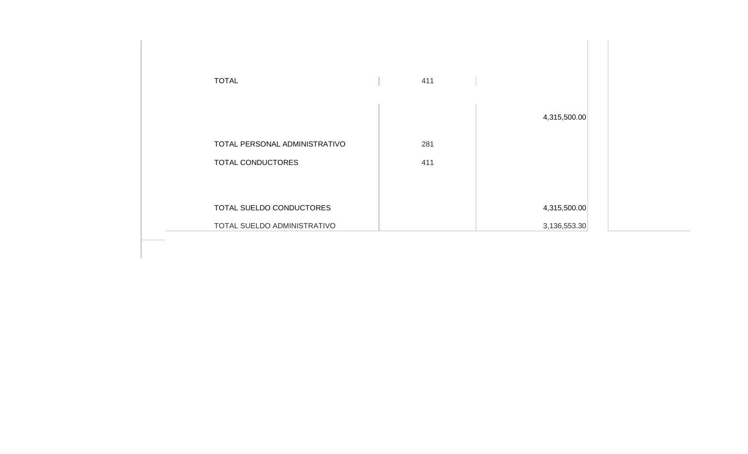| | | |
|---|---|---|
| TOTAL | 411 | |
| | | 4,315,500.00 |
| TOTAL PERSONAL ADMINISTRATIVO | 281 | |
| TOTAL CONDUCTORES | 411 | |
| TOTAL SUELDO CONDUCTORES | | 4,315,500.00 |
| TOTAL SUELDO ADMINISTRATIVO | | 3,136,553.30 |